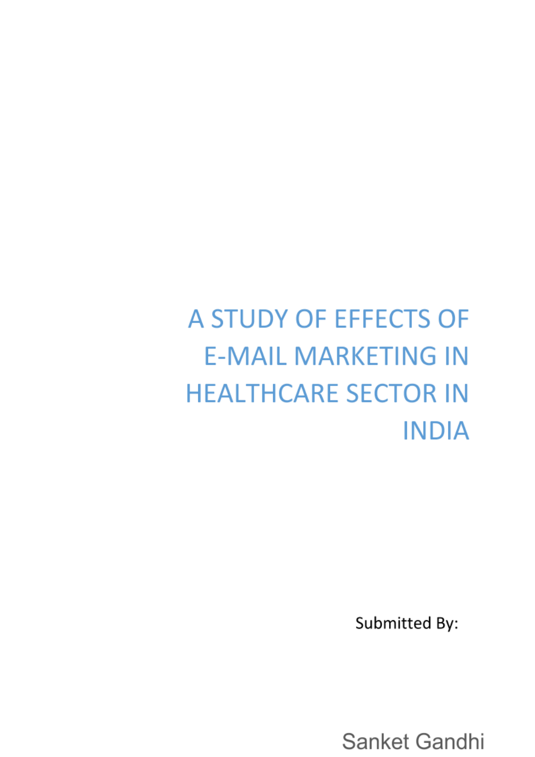# A STUDY OF EFFECTS OF E-MAIL MARKETING IN HEALTHCARE SECTOR IN INDIA

Submitted By:

Sanket Gandhi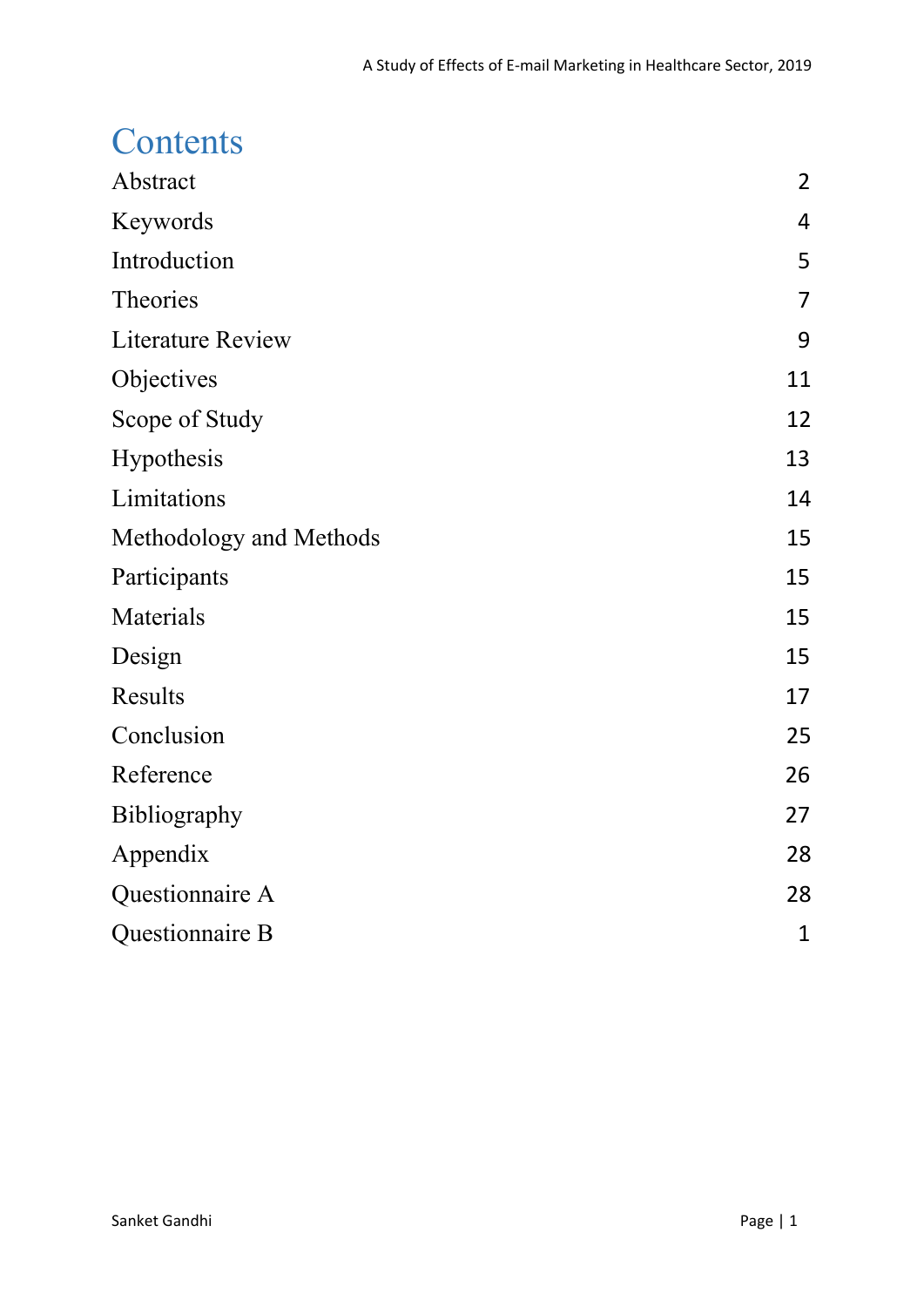# Contents

| | |
|---|---|
| Abstract | 2 |
| Keywords | 4 |
| Introduction | 5 |
| Theories | 7 |
| Literature Review | 9 |
| Objectives | 11 |
| Scope of Study | 12 |
| Hypothesis | 13 |
| Limitations | 14 |
| Methodology and Methods | 15 |
| Participants | 15 |
| Materials | 15 |
| Design | 15 |
| Results | 17 |
| Conclusion | 25 |
| Reference | 26 |
| Bibliography | 27 |
| Appendix | 28 |
| Questionnaire A | 28 |
| Questionnaire B | 1 |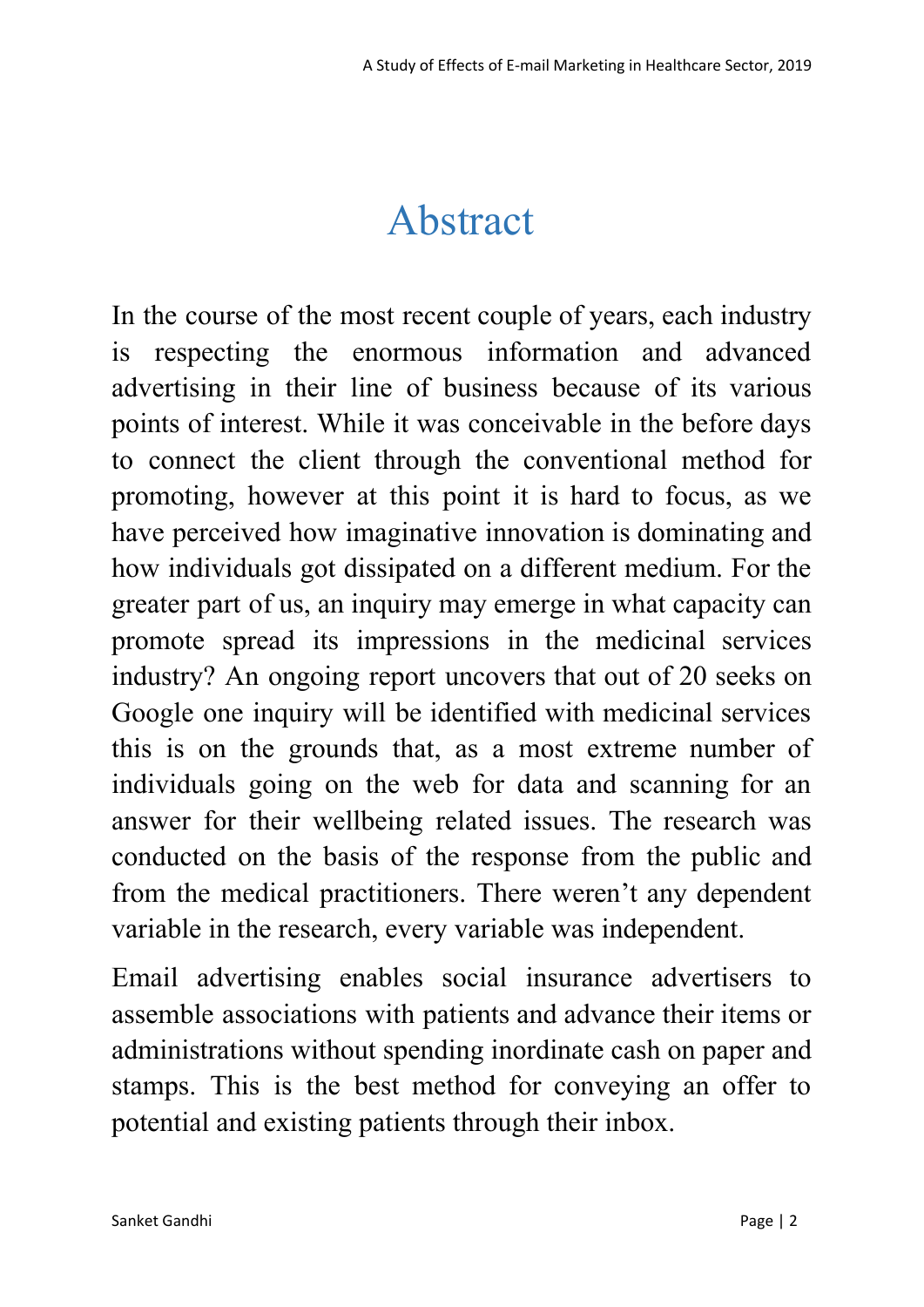# Abstract

In the course of the most recent couple of years, each industry is respecting the enormous information and advanced advertising in their line of business because of its various points of interest. While it was conceivable in the before days to connect the client through the conventional method for promoting, however at this point it is hard to focus, as we have perceived how imaginative innovation is dominating and how individuals got dissipated on a different medium. For the greater part of us, an inquiry may emerge in what capacity can promote spread its impressions in the medicinal services industry? An ongoing report uncovers that out of 20 seeks on Google one inquiry will be identified with medicinal services this is on the grounds that, as a most extreme number of individuals going on the web for data and scanning for an answer for their wellbeing related issues. The research was conducted on the basis of the response from the public and from the medical practitioners. There weren't any dependent variable in the research, every variable was independent.

Email advertising enables social insurance advertisers to assemble associations with patients and advance their items or administrations without spending inordinate cash on paper and stamps. This is the best method for conveying an offer to potential and existing patients through their inbox.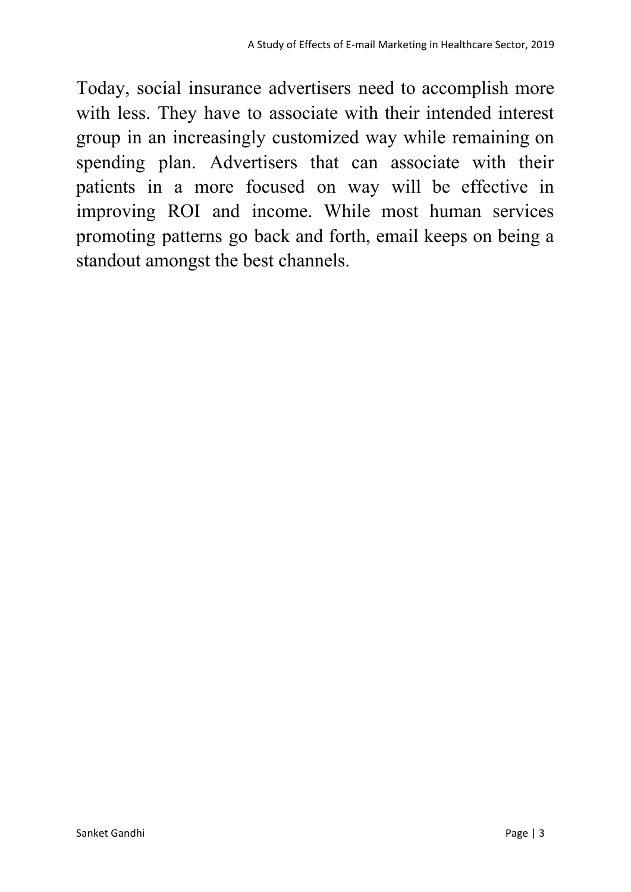Today, social insurance advertisers need to accomplish more with less. They have to associate with their intended interest group in an increasingly customized way while remaining on spending plan. Advertisers that can associate with their patients in a more focused on way will be effective in improving ROI and income. While most human services promoting patterns go back and forth, email keeps on being a standout amongst the best channels.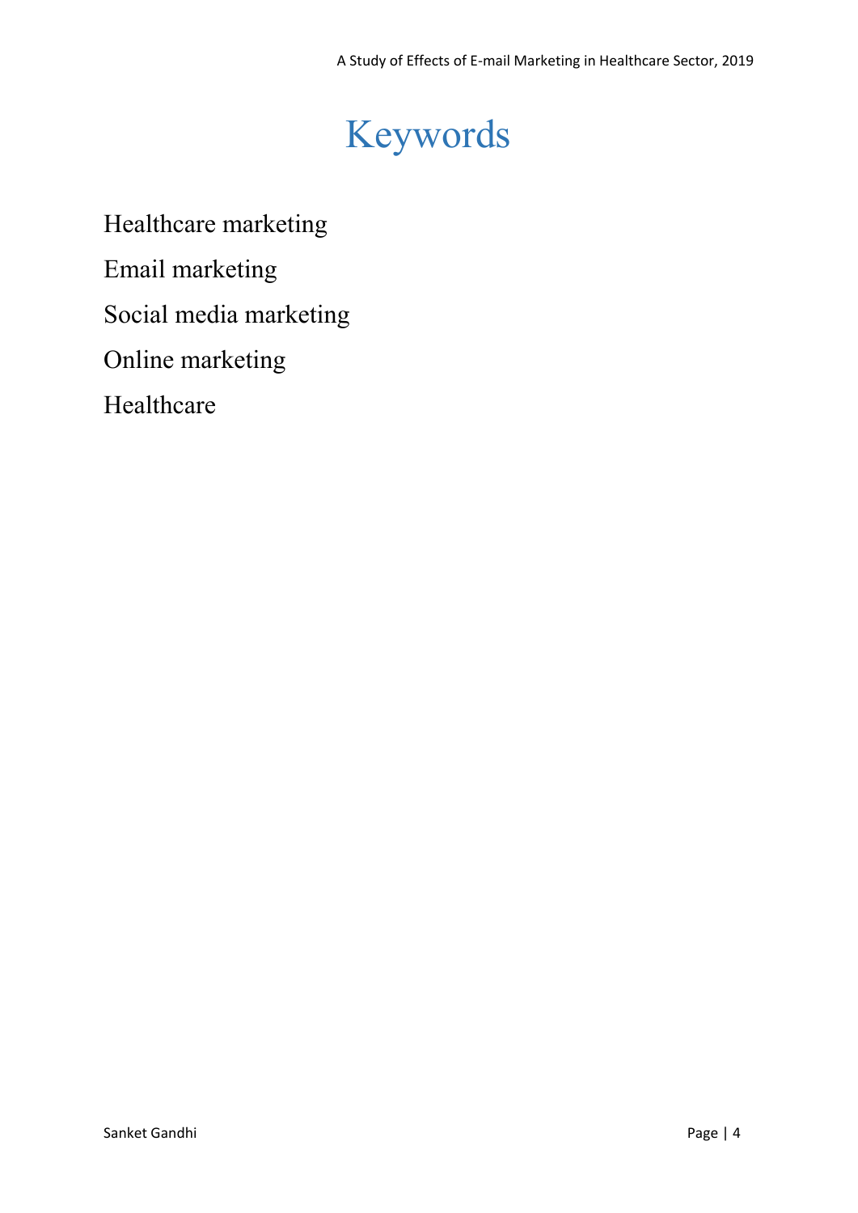# Keywords

Healthcare marketing

Email marketing

Social media marketing

Online marketing

Healthcare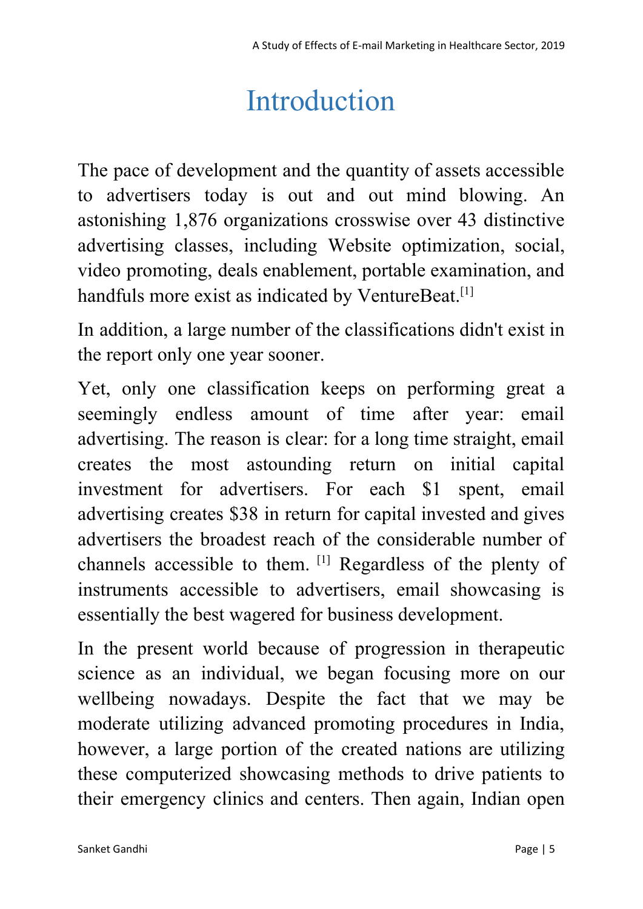# Introduction

The pace of development and the quantity of assets accessible to advertisers today is out and out mind blowing. An astonishing 1,876 organizations crosswise over 43 distinctive advertising classes, including Website optimization, social, video promoting, deals enablement, portable examination, and handfuls more exist as indicated by VentureBeat.[1]

In addition, a large number of the classifications didn't exist in the report only one year sooner.

Yet, only one classification keeps on performing great a seemingly endless amount of time after year: email advertising. The reason is clear: for a long time straight, email creates the most astounding return on initial capital investment for advertisers. For each $1 spent, email advertising creates $38 in return for capital invested and gives advertisers the broadest reach of the considerable number of channels accessible to them. [1] Regardless of the plenty of instruments accessible to advertisers, email showcasing is essentially the best wagered for business development.

In the present world because of progression in therapeutic science as an individual, we began focusing more on our wellbeing nowadays. Despite the fact that we may be moderate utilizing advanced promoting procedures in India, however, a large portion of the created nations are utilizing these computerized showcasing methods to drive patients to their emergency clinics and centers. Then again, Indian open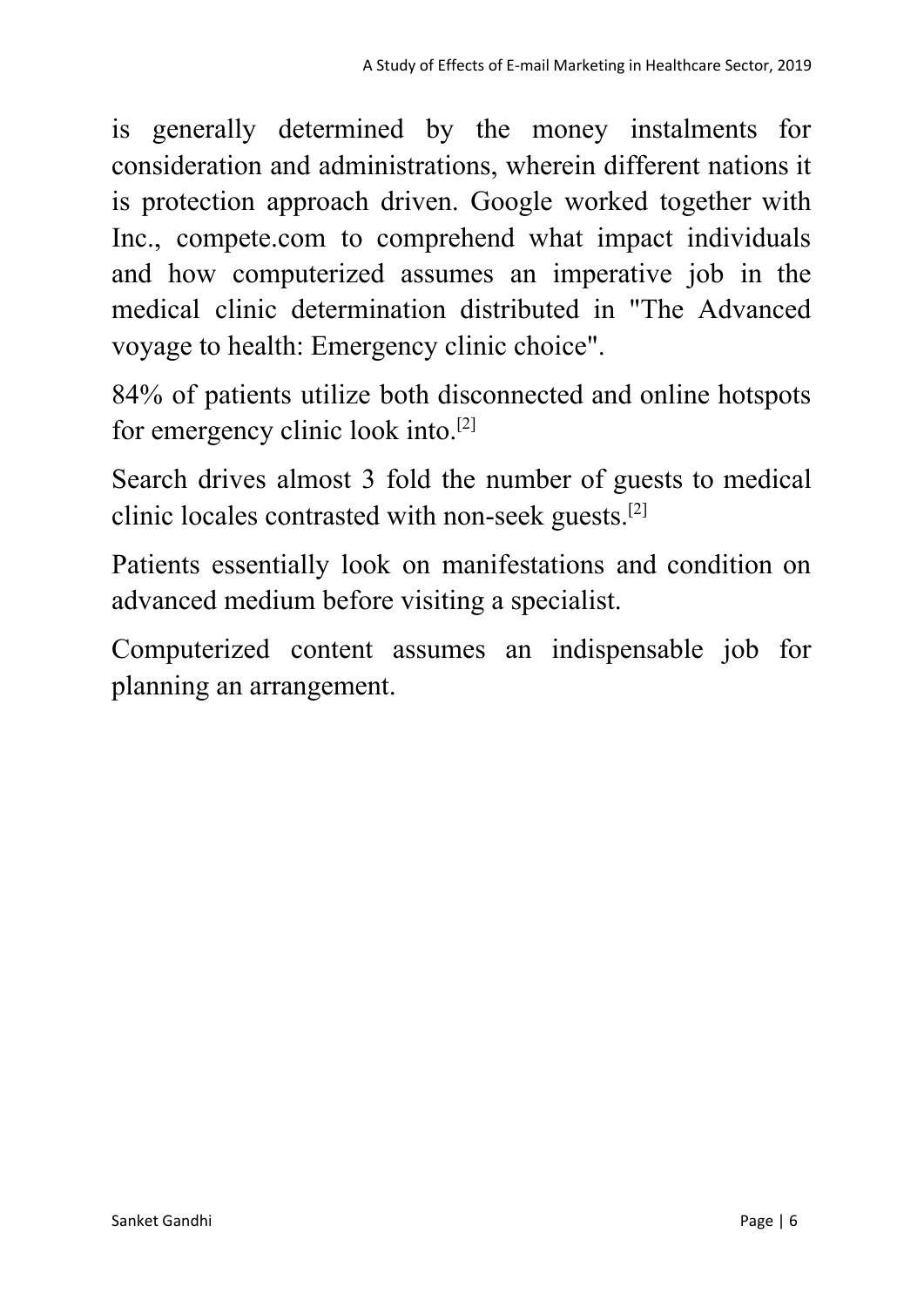is generally determined by the money instalments for consideration and administrations, wherein different nations it is protection approach driven. Google worked together with Inc., compete.com to comprehend what impact individuals and how computerized assumes an imperative job in the medical clinic determination distributed in "The Advanced voyage to health: Emergency clinic choice".

84% of patients utilize both disconnected and online hotspots for emergency clinic look into.[2]

Search drives almost 3 fold the number of guests to medical clinic locales contrasted with non-seek guests.[2]

Patients essentially look on manifestations and condition on advanced medium before visiting a specialist.

Computerized content assumes an indispensable job for planning an arrangement.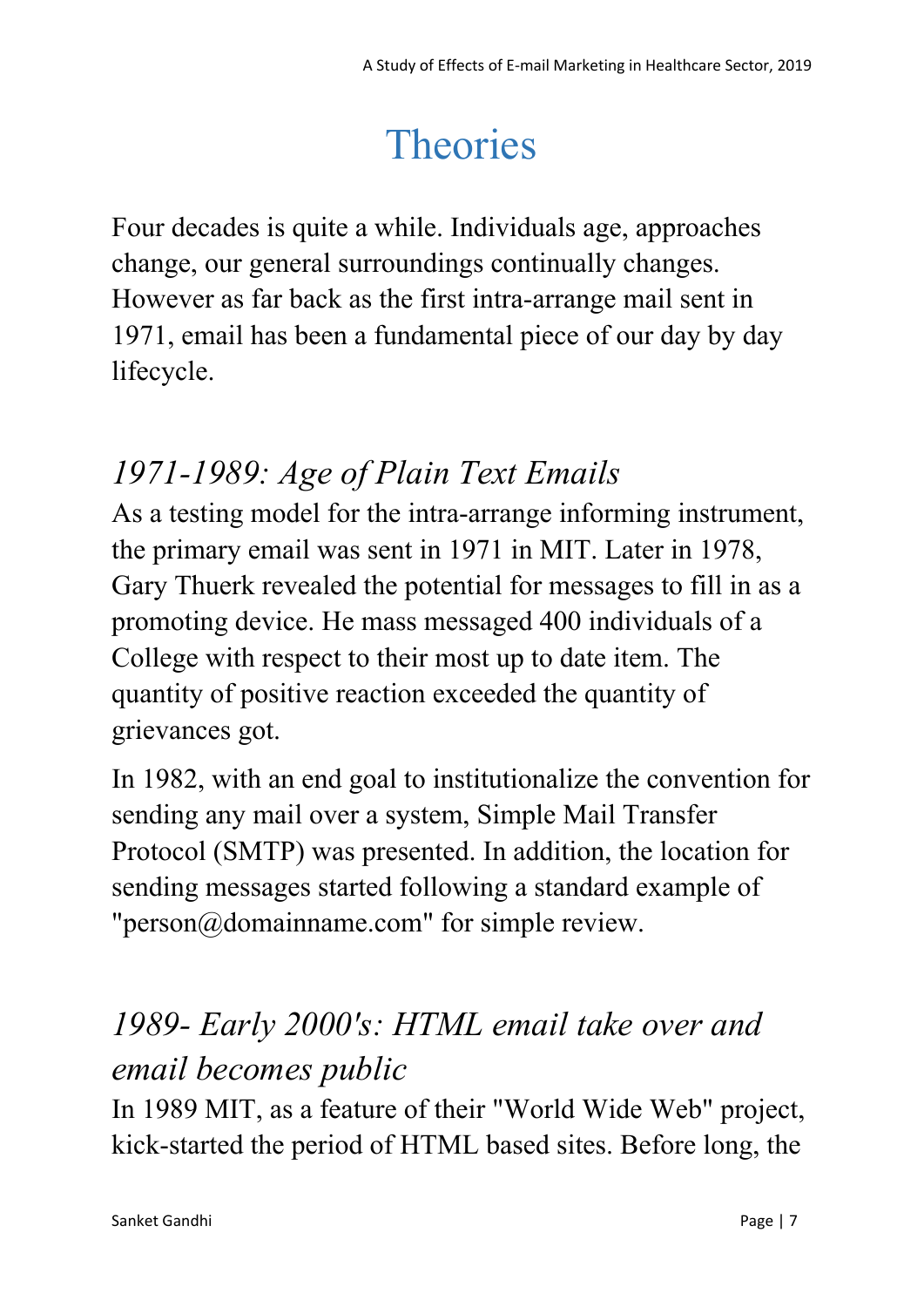# Theories

Four decades is quite a while. Individuals age, approaches change, our general surroundings continually changes. However as far back as the first intra-arrange mail sent in 1971, email has been a fundamental piece of our day by day lifecycle.

## *1971-1989: Age of Plain Text Emails*

As a testing model for the intra-arrange informing instrument, the primary email was sent in 1971 in MIT. Later in 1978, Gary Thuerk revealed the potential for messages to fill in as a promoting device. He mass messaged 400 individuals of a College with respect to their most up to date item. The quantity of positive reaction exceeded the quantity of grievances got.

In 1982, with an end goal to institutionalize the convention for sending any mail over a system, Simple Mail Transfer Protocol (SMTP) was presented. In addition, the location for sending messages started following a standard example of "person@domainname.com" for simple review.

## *1989- Early 2000's: HTML email take over and email becomes public*

In 1989 MIT, as a feature of their "World Wide Web" project, kick-started the period of HTML based sites. Before long, the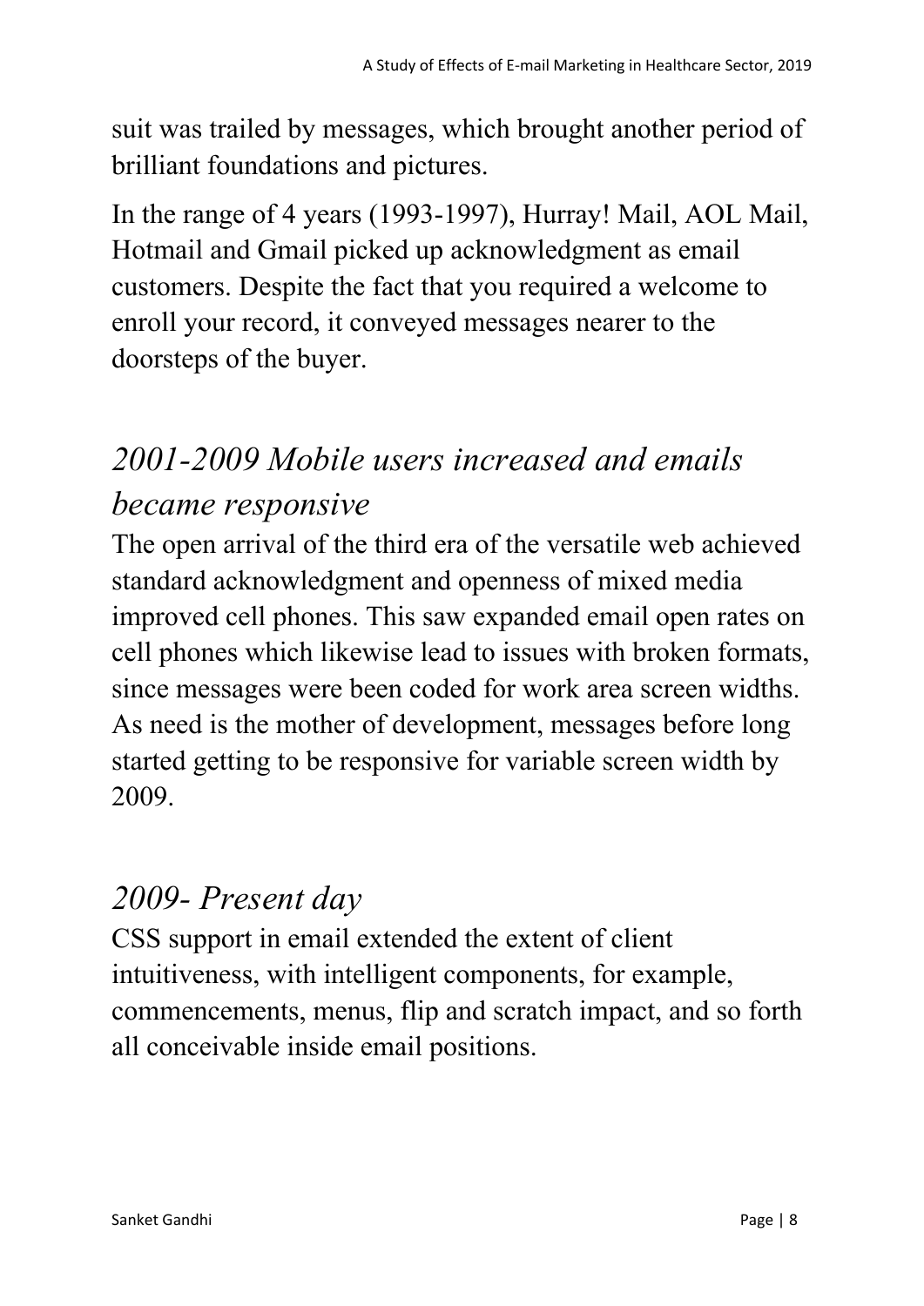suit was trailed by messages, which brought another period of brilliant foundations and pictures.

In the range of 4 years (1993-1997), Hurray! Mail, AOL Mail, Hotmail and Gmail picked up acknowledgment as email customers. Despite the fact that you required a welcome to enroll your record, it conveyed messages nearer to the doorsteps of the buyer.

## *2001-2009 Mobile users increased and emails became responsive*

The open arrival of the third era of the versatile web achieved standard acknowledgment and openness of mixed media improved cell phones. This saw expanded email open rates on cell phones which likewise lead to issues with broken formats, since messages were been coded for work area screen widths. As need is the mother of development, messages before long started getting to be responsive for variable screen width by 2009.

## *2009- Present day*

CSS support in email extended the extent of client intuitiveness, with intelligent components, for example, commencements, menus, flip and scratch impact, and so forth all conceivable inside email positions.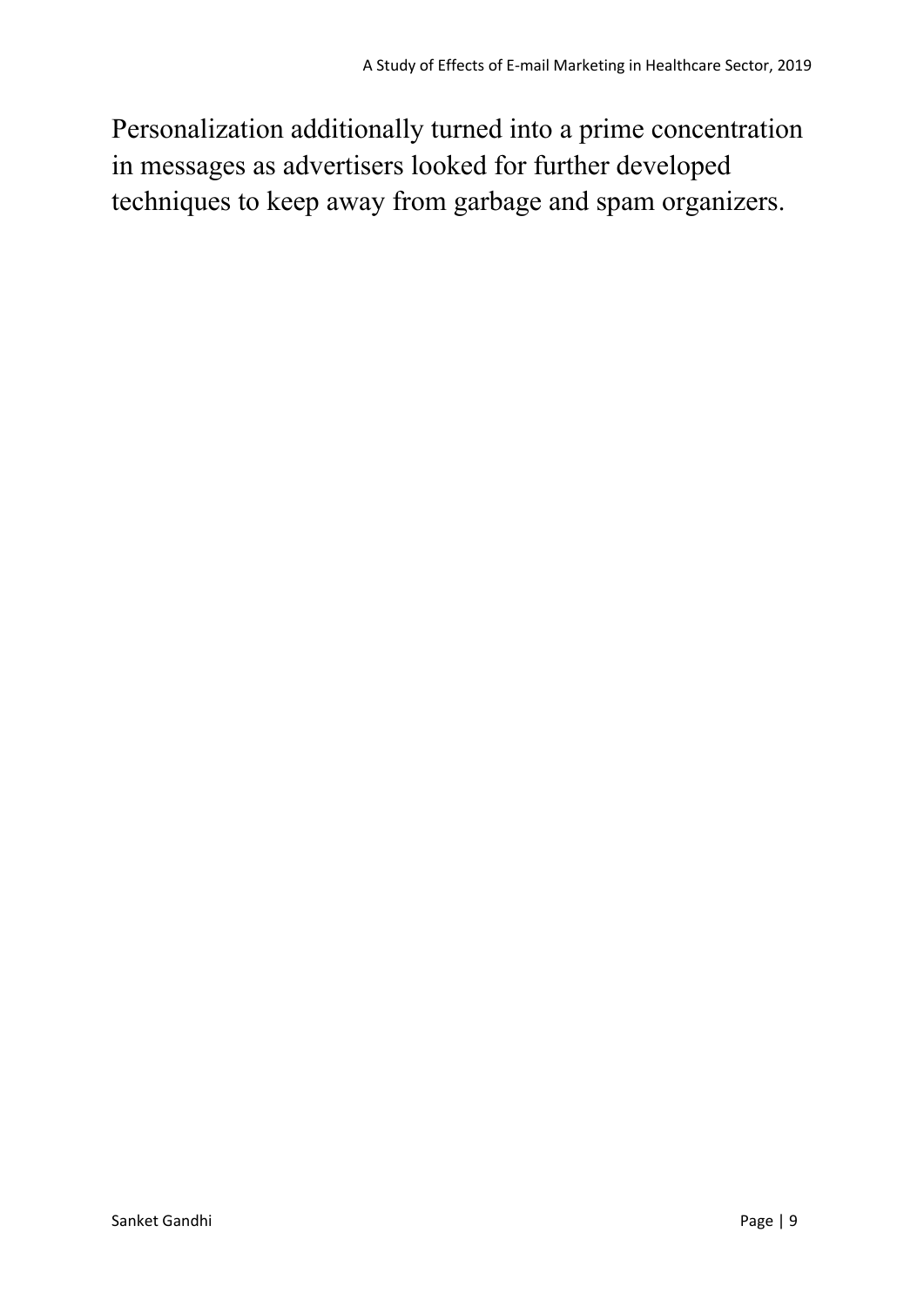Personalization additionally turned into a prime concentration in messages as advertisers looked for further developed techniques to keep away from garbage and spam organizers.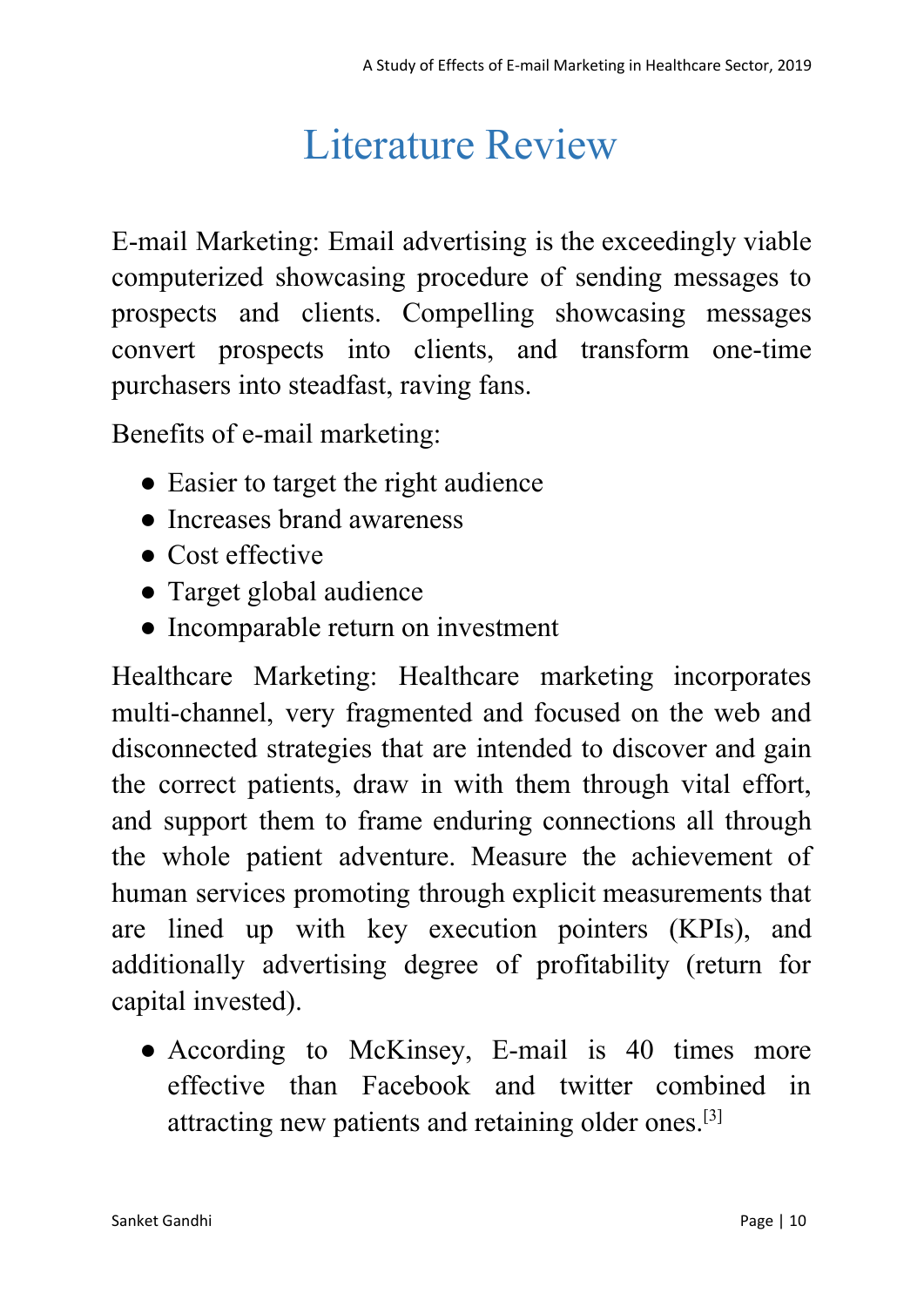# Literature Review

E-mail Marketing: Email advertising is the exceedingly viable computerized showcasing procedure of sending messages to prospects and clients. Compelling showcasing messages convert prospects into clients, and transform one-time purchasers into steadfast, raving fans.

Benefits of e-mail marketing:

- Easier to target the right audience
- Increases brand awareness
- Cost effective
- Target global audience
- Incomparable return on investment

Healthcare Marketing: Healthcare marketing incorporates multi-channel, very fragmented and focused on the web and disconnected strategies that are intended to discover and gain the correct patients, draw in with them through vital effort, and support them to frame enduring connections all through the whole patient adventure. Measure the achievement of human services promoting through explicit measurements that are lined up with key execution pointers (KPIs), and additionally advertising degree of profitability (return for capital invested).

- According to McKinsey, E-mail is 40 times more effective than Facebook and twitter combined in attracting new patients and retaining older ones.[3]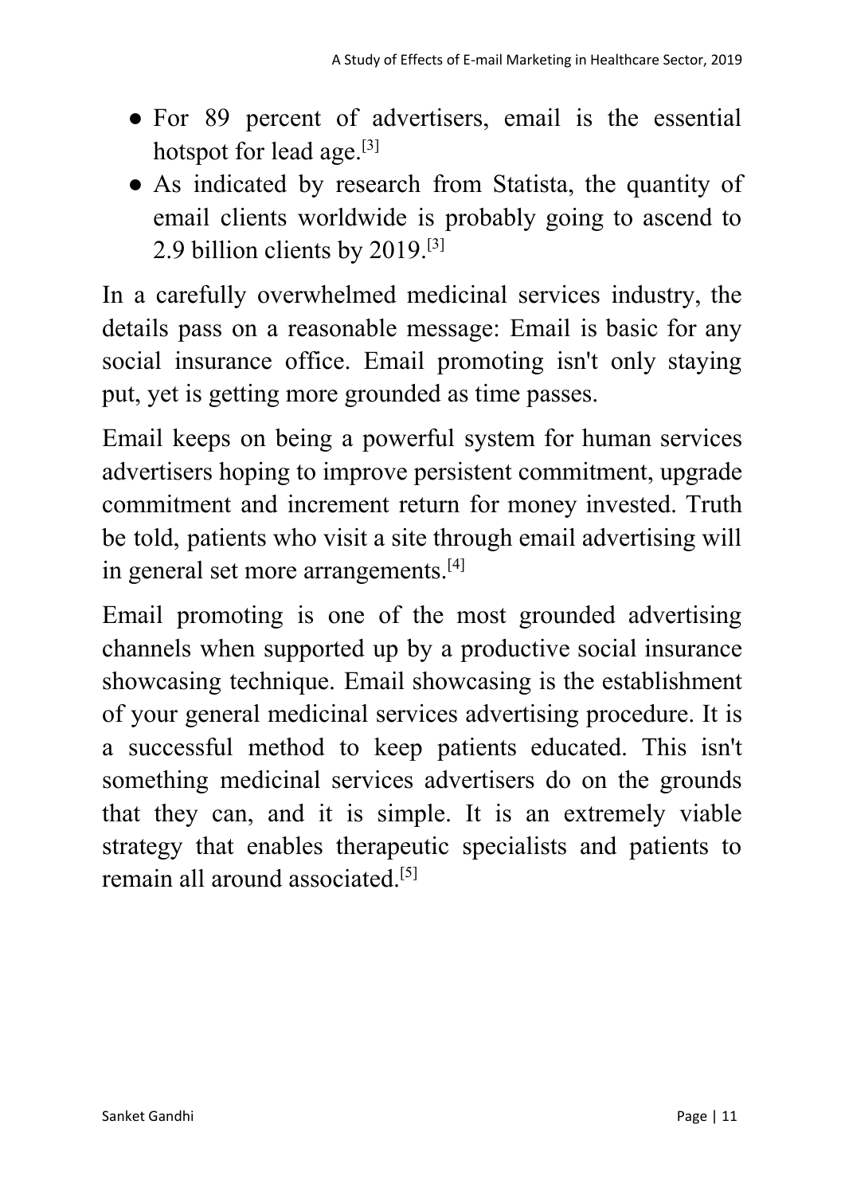- For 89 percent of advertisers, email is the essential hotspot for lead age.[3]
- As indicated by research from Statista, the quantity of email clients worldwide is probably going to ascend to 2.9 billion clients by 2019.[3]

In a carefully overwhelmed medicinal services industry, the details pass on a reasonable message: Email is basic for any social insurance office. Email promoting isn't only staying put, yet is getting more grounded as time passes.

Email keeps on being a powerful system for human services advertisers hoping to improve persistent commitment, upgrade commitment and increment return for money invested. Truth be told, patients who visit a site through email advertising will in general set more arrangements.[4]

Email promoting is one of the most grounded advertising channels when supported up by a productive social insurance showcasing technique. Email showcasing is the establishment of your general medicinal services advertising procedure. It is a successful method to keep patients educated. This isn't something medicinal services advertisers do on the grounds that they can, and it is simple. It is an extremely viable strategy that enables therapeutic specialists and patients to remain all around associated.[5]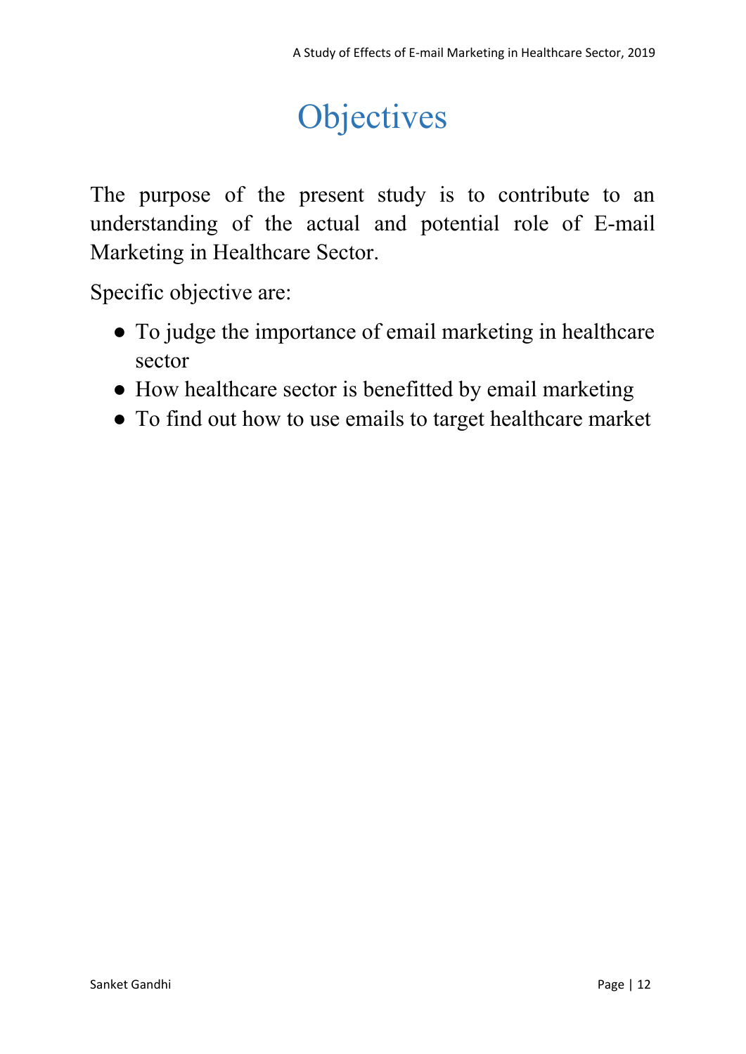# Objectives

The purpose of the present study is to contribute to an understanding of the actual and potential role of E-mail Marketing in Healthcare Sector.

Specific objective are:

- To judge the importance of email marketing in healthcare sector
- How healthcare sector is benefitted by email marketing
- To find out how to use emails to target healthcare market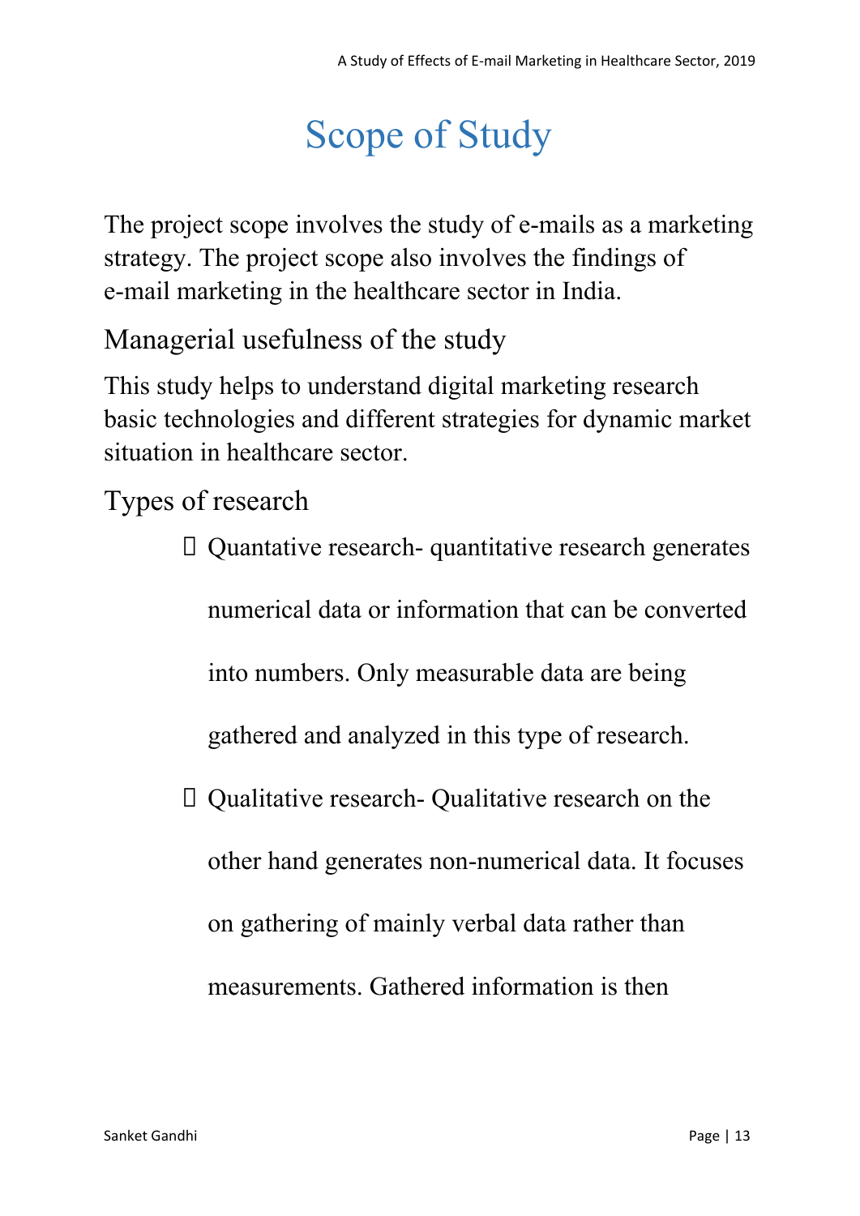# Scope of Study

The project scope involves the study of e-mails as a marketing strategy. The project scope also involves the findings of e-mail marketing in the healthcare sector in India.

## Managerial usefulness of the study

This study helps to understand digital marketing research basic technologies and different strategies for dynamic market situation in healthcare sector.

## Types of research

- Quantative research- quantitative research generates numerical data or information that can be converted into numbers. Only measurable data are being gathered and analyzed in this type of research.
- Qualitative research- Qualitative research on the other hand generates non-numerical data. It focuses on gathering of mainly verbal data rather than measurements. Gathered information is then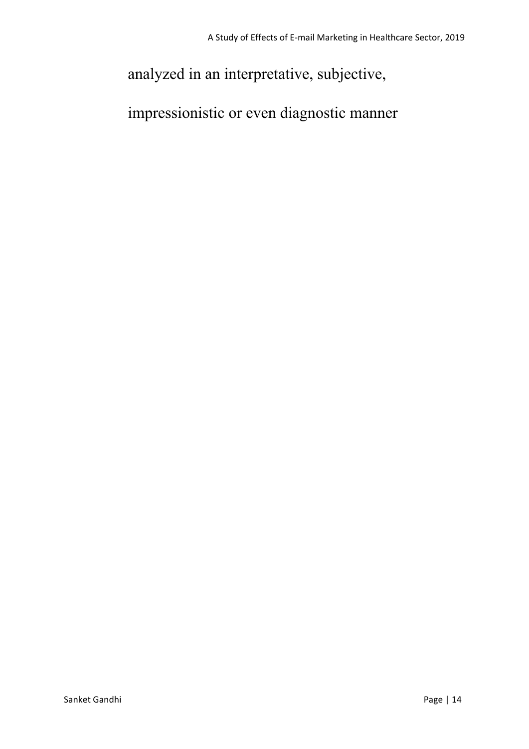analyzed in an interpretative, subjective,

impressionistic or even diagnostic manner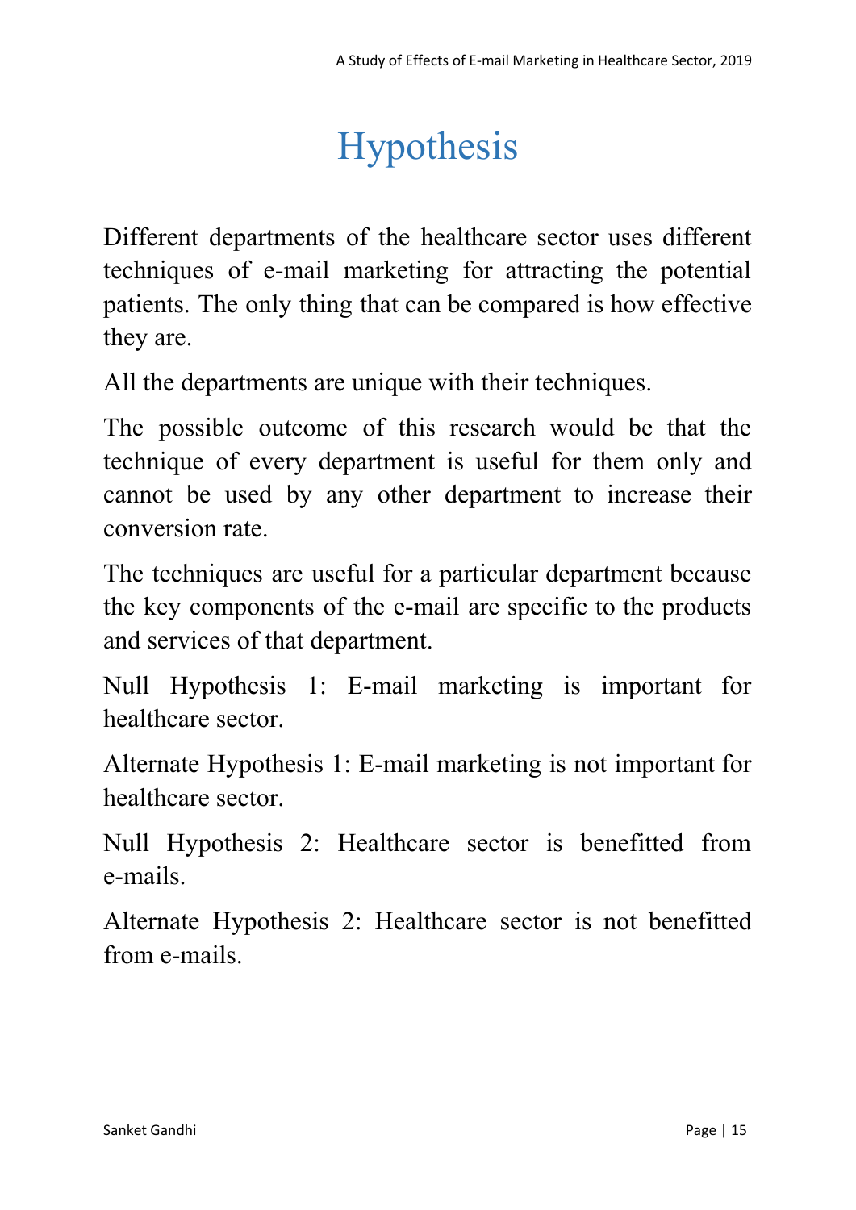# Hypothesis

Different departments of the healthcare sector uses different techniques of e-mail marketing for attracting the potential patients. The only thing that can be compared is how effective they are.

All the departments are unique with their techniques.

The possible outcome of this research would be that the technique of every department is useful for them only and cannot be used by any other department to increase their conversion rate.

The techniques are useful for a particular department because the key components of the e-mail are specific to the products and services of that department.

Null Hypothesis 1: E-mail marketing is important for healthcare sector.

Alternate Hypothesis 1: E-mail marketing is not important for healthcare sector.

Null Hypothesis 2: Healthcare sector is benefitted from e-mails.

Alternate Hypothesis 2: Healthcare sector is not benefitted from e-mails.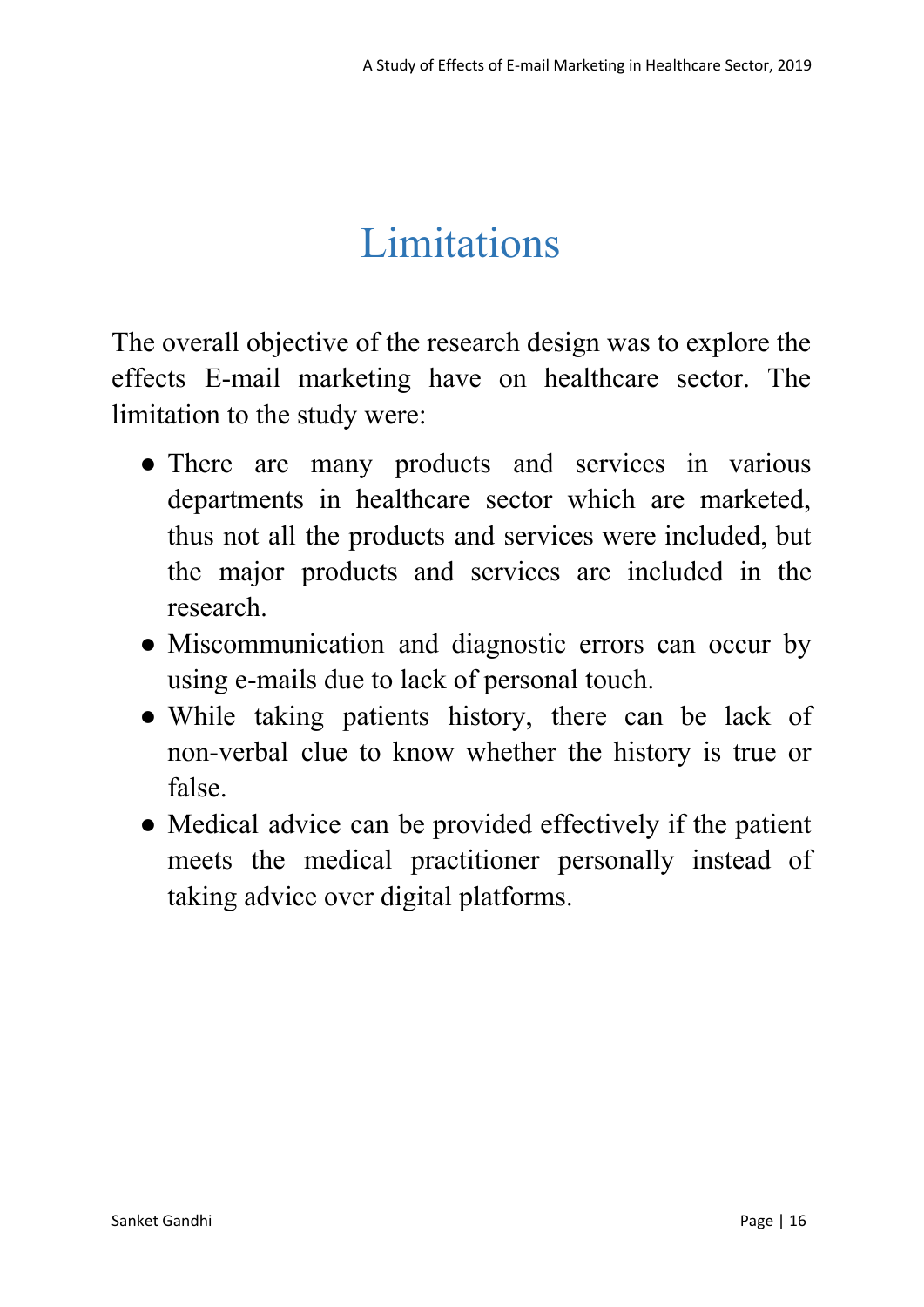# Limitations

The overall objective of the research design was to explore the effects E-mail marketing have on healthcare sector. The limitation to the study were:

- There are many products and services in various departments in healthcare sector which are marketed, thus not all the products and services were included, but the major products and services are included in the research.
- Miscommunication and diagnostic errors can occur by using e-mails due to lack of personal touch.
- While taking patients history, there can be lack of non-verbal clue to know whether the history is true or false.
- Medical advice can be provided effectively if the patient meets the medical practitioner personally instead of taking advice over digital platforms.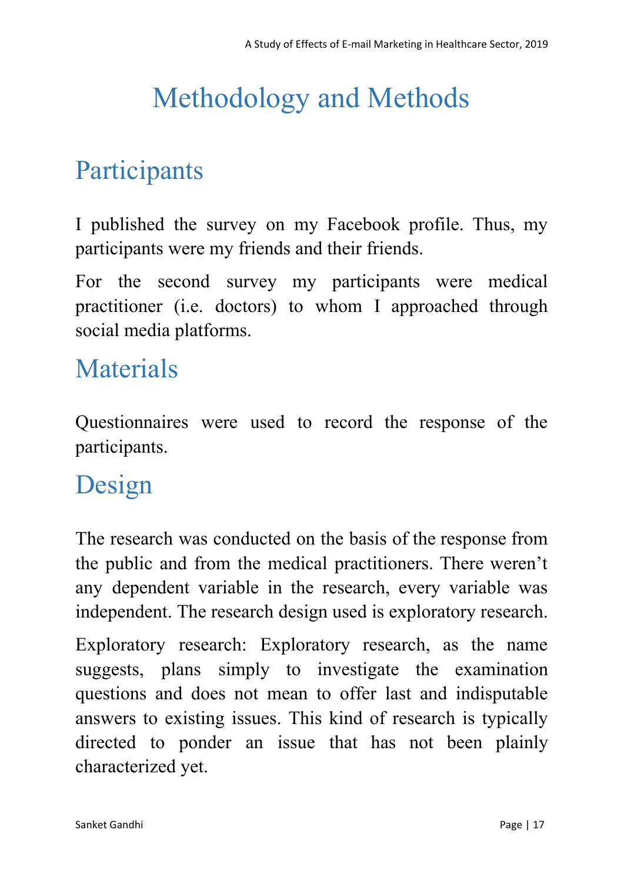# Methodology and Methods

## Participants

I published the survey on my Facebook profile. Thus, my participants were my friends and their friends.

For the second survey my participants were medical practitioner (i.e. doctors) to whom I approached through social media platforms.

## Materials

Questionnaires were used to record the response of the participants.

## Design

The research was conducted on the basis of the response from the public and from the medical practitioners. There weren't any dependent variable in the research, every variable was independent. The research design used is exploratory research.

Exploratory research: Exploratory research, as the name suggests, plans simply to investigate the examination questions and does not mean to offer last and indisputable answers to existing issues. This kind of research is typically directed to ponder an issue that has not been plainly characterized yet.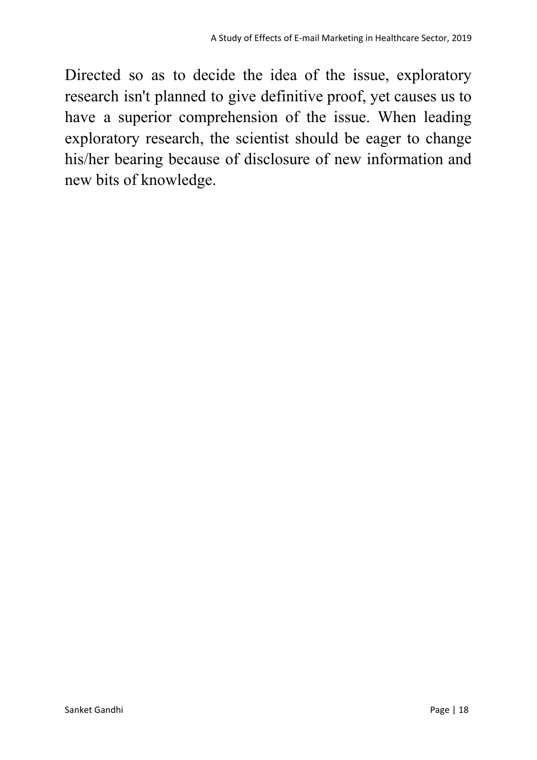Directed so as to decide the idea of the issue, exploratory research isn't planned to give definitive proof, yet causes us to have a superior comprehension of the issue. When leading exploratory research, the scientist should be eager to change his/her bearing because of disclosure of new information and new bits of knowledge.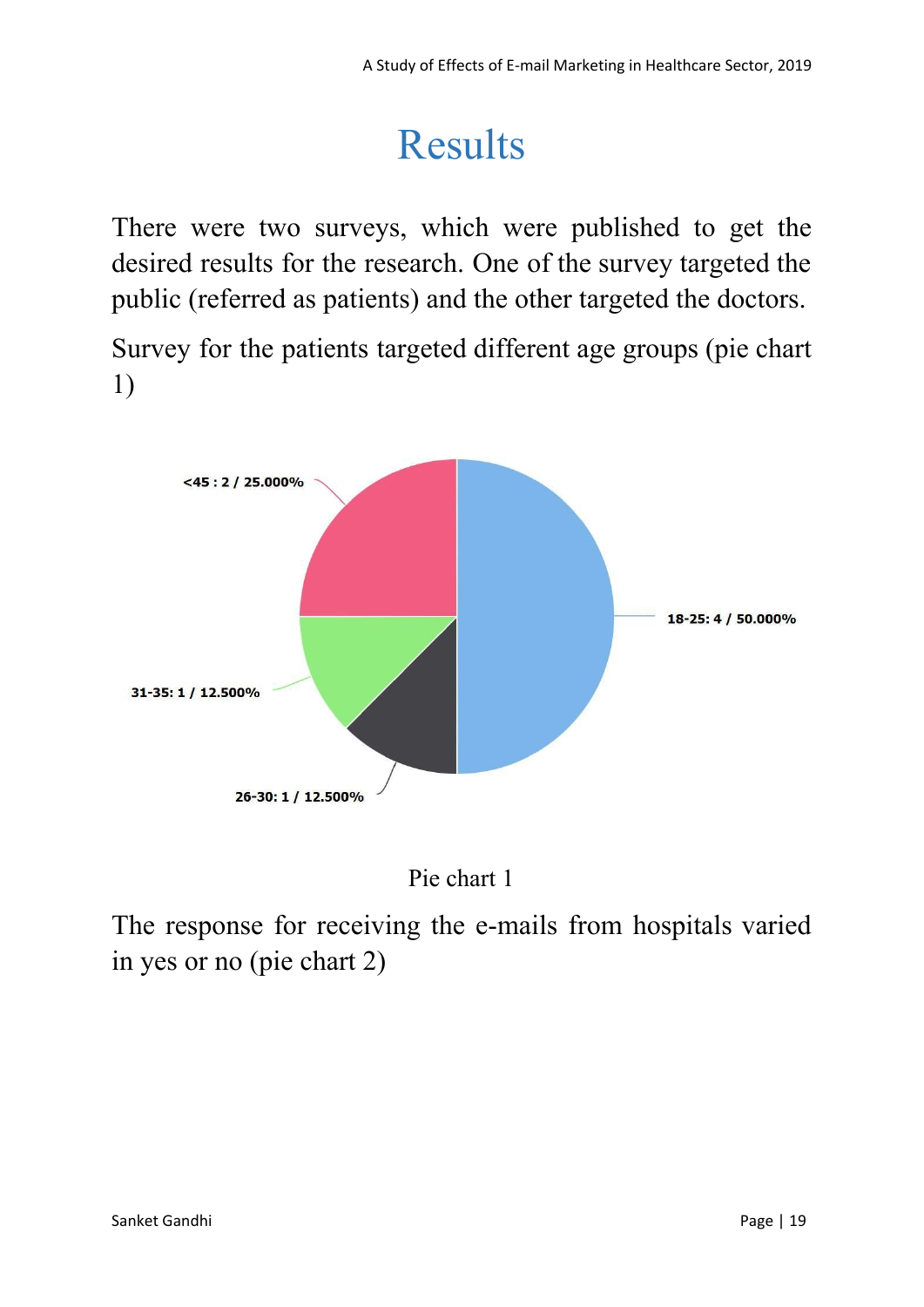# Results

There were two surveys, which were published to get the desired results for the research. One of the survey targeted the public (referred as patients) and the other targeted the doctors.

Survey for the patients targeted different age groups (pie chart 1)

<45 : 2 / 25.000%

18-25: 4 / 50.000%

31-35: 1 / 12.500%

26-30: 1 / 12.500%

Pie chart 1

The response for receiving the e-mails from hospitals varied in yes or no (pie chart 2)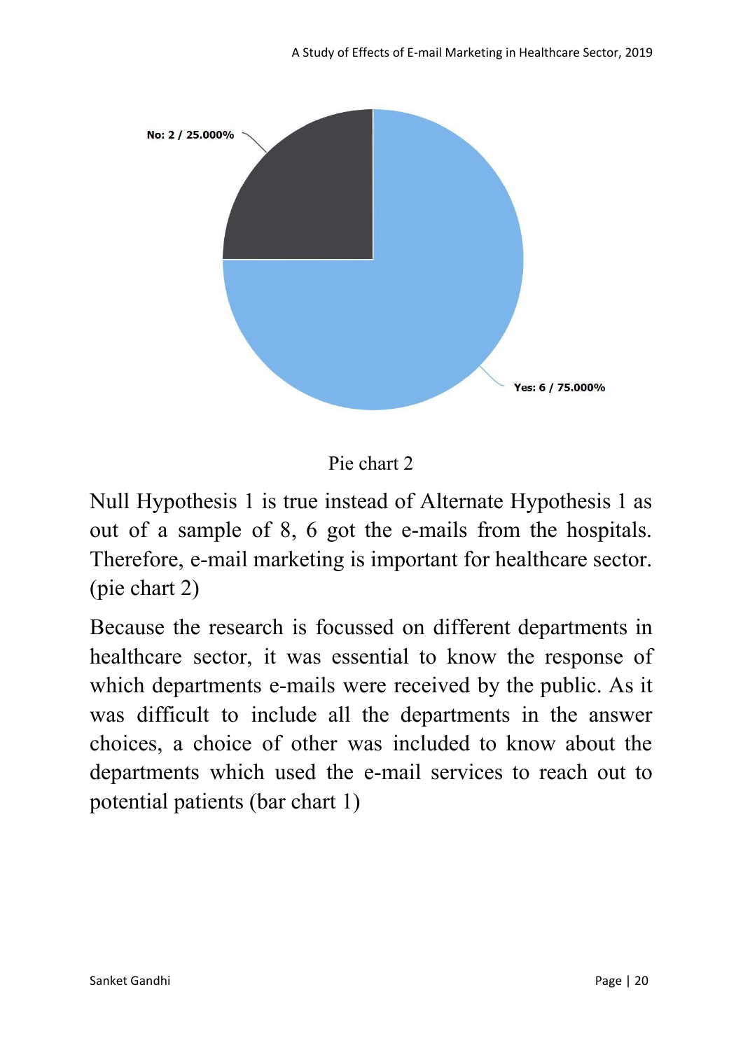No: 2 / 25.000%

Yes: 6 / 75.000%

Pie chart 2

Null Hypothesis 1 is true instead of Alternate Hypothesis 1 as out of a sample of 8, 6 got the e-mails from the hospitals. Therefore, e-mail marketing is important for healthcare sector. (pie chart 2)

Because the research is focussed on different departments in healthcare sector, it was essential to know the response of which departments e-mails were received by the public. As it was difficult to include all the departments in the answer choices, a choice of other was included to know about the departments which used the e-mail services to reach out to potential patients (bar chart 1)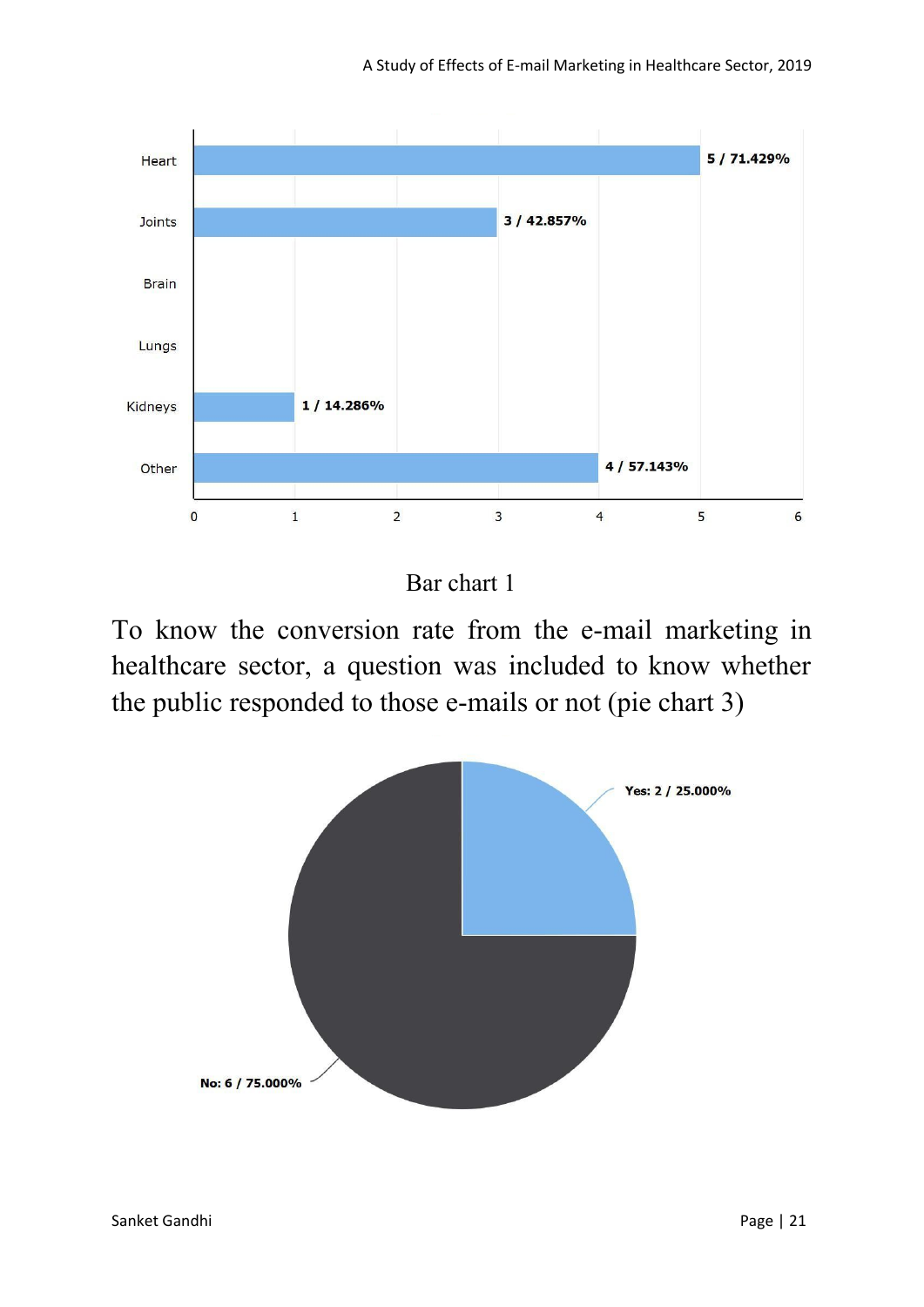| Category | Count / Percentage |
|---|---|
| Heart | 5 / 71.429% |
| Joints | 3 / 42.857% |
| Brain | |
| Lungs | |
| Kidneys | 1 / 14.286% |
| Other | 4 / 57.143% |

Bar chart 1

To know the conversion rate from the e-mail marketing in healthcare sector, a question was included to know whether the public responded to those e-mails or not (pie chart 3)

| Response | Count / Percentage |
|---|---|
| Yes | 2 / 25.000% |
| No | 6 / 75.000% |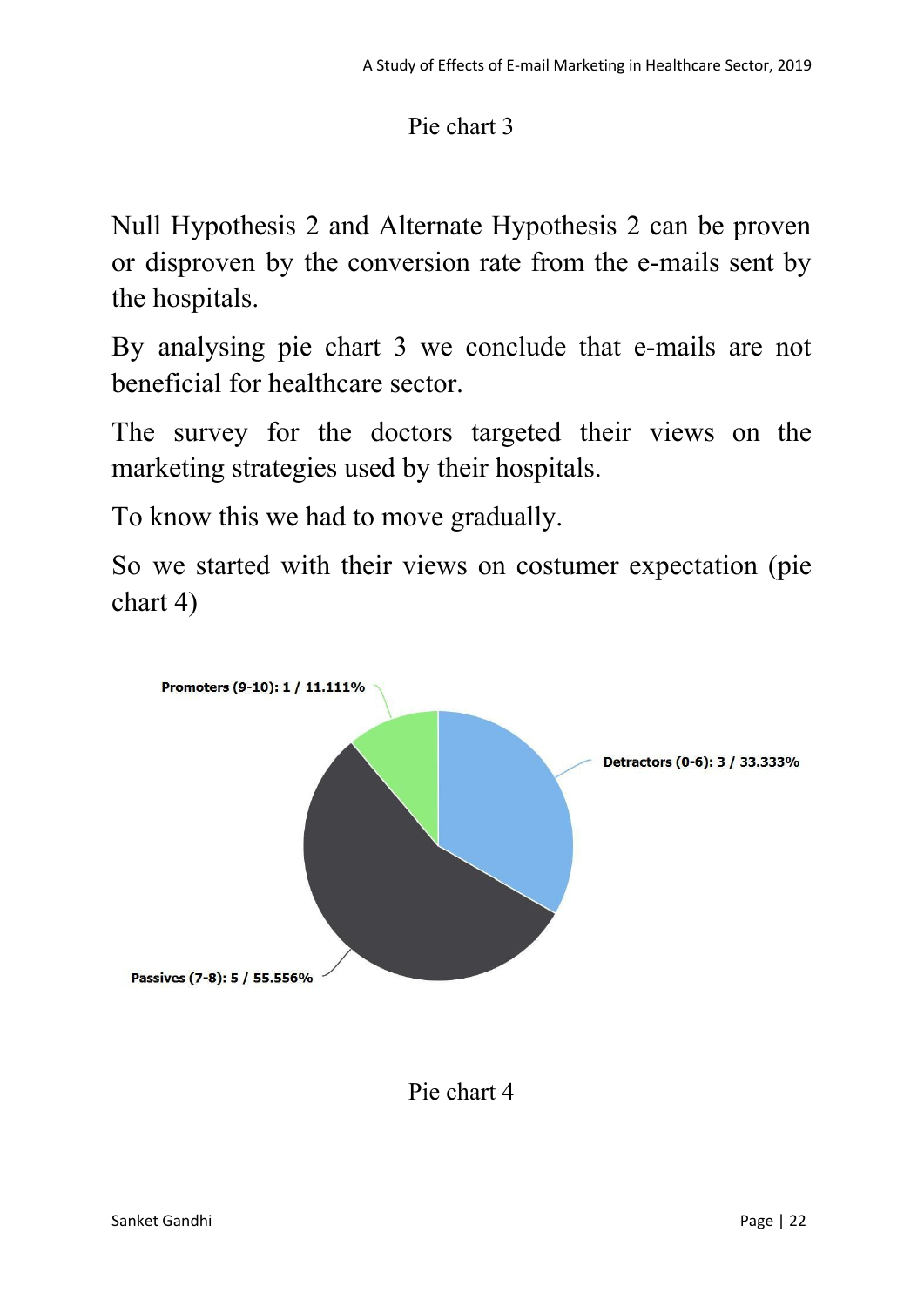Pie chart 3

Null Hypothesis 2 and Alternate Hypothesis 2 can be proven or disproven by the conversion rate from the e-mails sent by the hospitals.

By analysing pie chart 3 we conclude that e-mails are not beneficial for healthcare sector.

The survey for the doctors targeted their views on the marketing strategies used by their hospitals.

To know this we had to move gradually.

So we started with their views on costumer expectation (pie chart 4)

Promoters (9-10): 1 / 11.111%

Detractors (0-6): 3 / 33.333%

Passives (7-8): 5 / 55.556%

Pie chart 4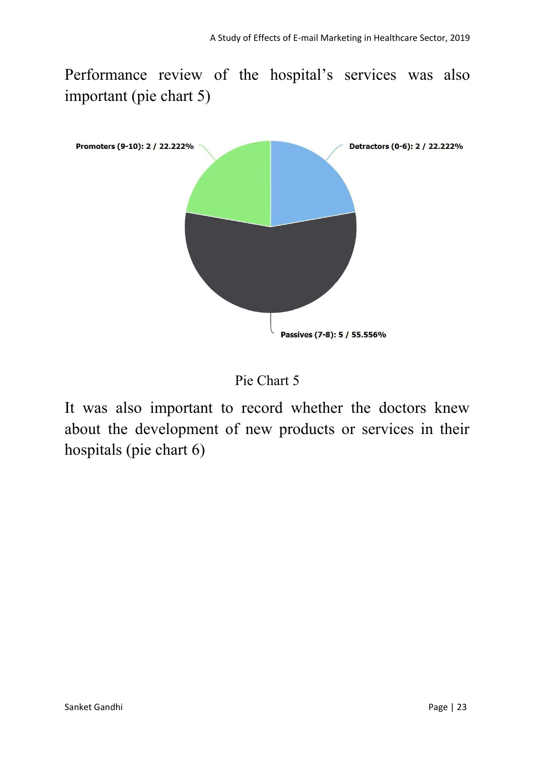Performance review of the hospital's services was also important (pie chart 5)

Promoters (9-10): 2 / 22.222%

Detractors (0-6): 2 / 22.222%

Passives (7-8): 5 / 55.556%

Pie Chart 5

It was also important to record whether the doctors knew about the development of new products or services in their hospitals (pie chart 6)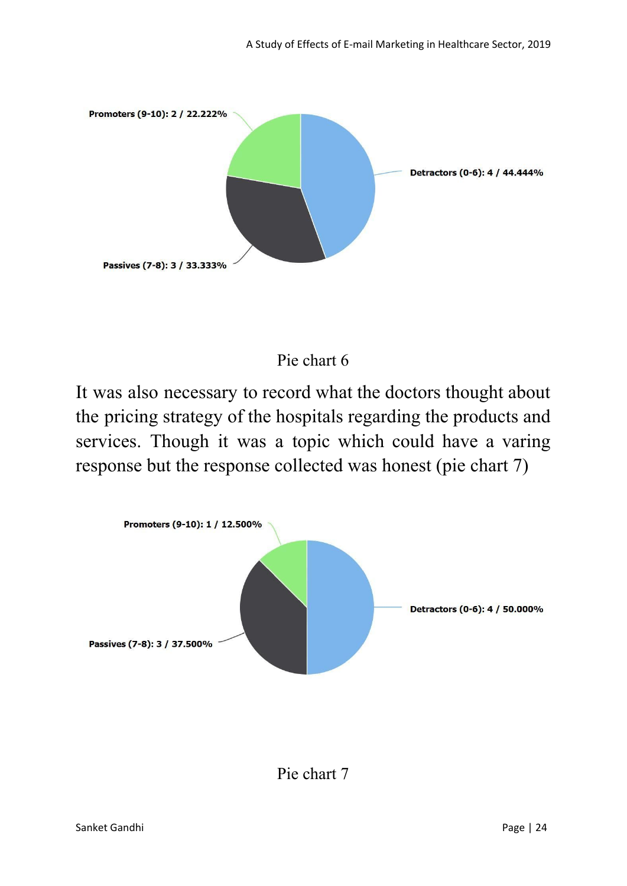Promoters (9-10): 2 / 22.222%

Detractors (0-6): 4 / 44.444%

Passives (7-8): 3 / 33.333%

Pie chart 6

It was also necessary to record what the doctors thought about the pricing strategy of the hospitals regarding the products and services. Though it was a topic which could have a varing response but the response collected was honest (pie chart 7)

Promoters (9-10): 1 / 12.500%

Detractors (0-6): 4 / 50.000%

Passives (7-8): 3 / 37.500%

Pie chart 7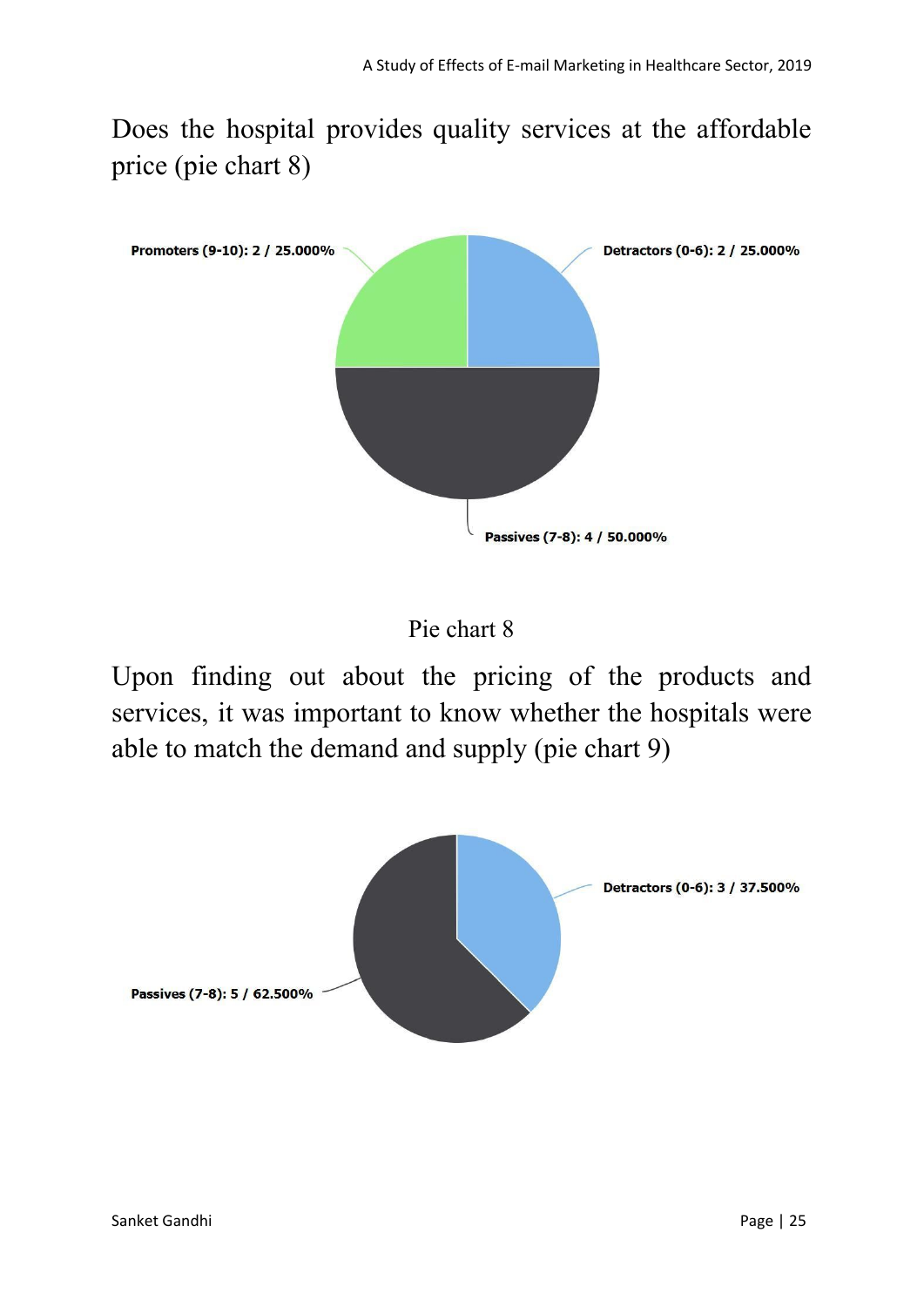Does the hospital provides quality services at the affordable price (pie chart 8)

Promoters (9-10): 2 / 25.000%

Detractors (0-6): 2 / 25.000%

Passives (7-8): 4 / 50.000%

Pie chart 8

Upon finding out about the pricing of the products and services, it was important to know whether the hospitals were able to match the demand and supply (pie chart 9)

Detractors (0-6): 3 / 37.500%

Passives (7-8): 5 / 62.500%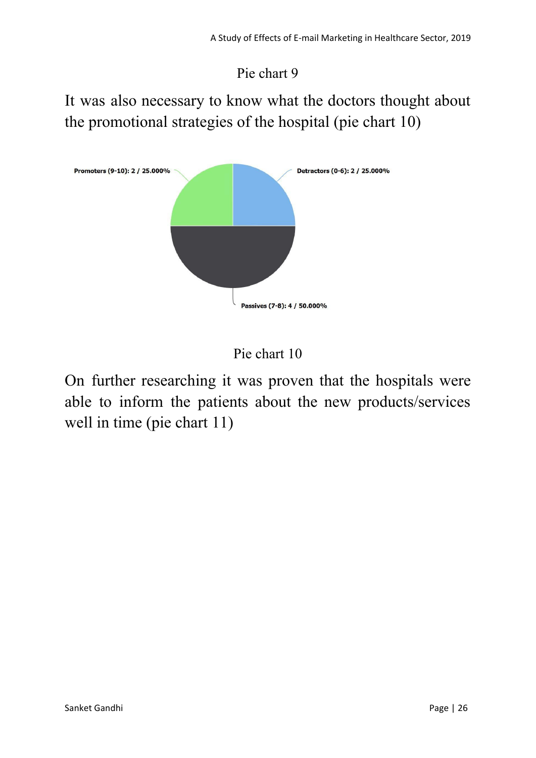Pie chart 9

It was also necessary to know what the doctors thought about the promotional strategies of the hospital (pie chart 10)

Promoters (9-10): 2 / 25.000%

Detractors (0-6): 2 / 25.000%

Passives (7-8): 4 / 50.000%

Pie chart 10

On further researching it was proven that the hospitals were able to inform the patients about the new products/services well in time (pie chart 11)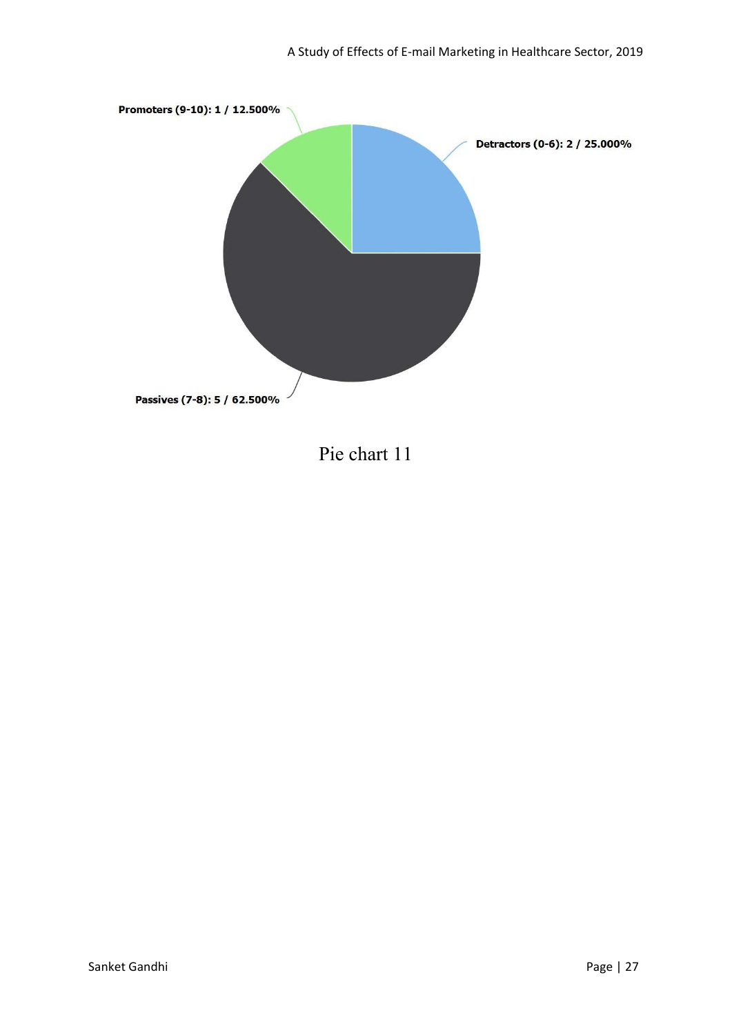Promoters (9-10): 1 / 12.500%

Detractors (0-6): 2 / 25.000%

Passives (7-8): 5 / 62.500%

Pie chart 11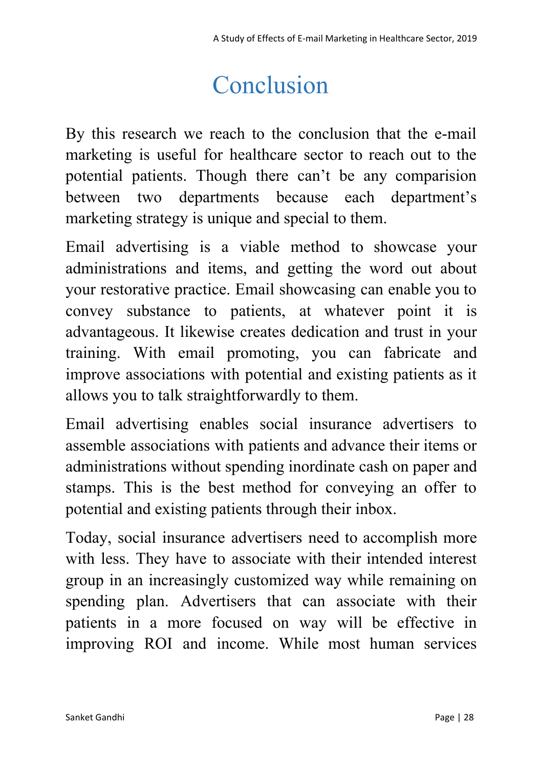# Conclusion

By this research we reach to the conclusion that the e-mail marketing is useful for healthcare sector to reach out to the potential patients. Though there can't be any comparision between two departments because each department's marketing strategy is unique and special to them.

Email advertising is a viable method to showcase your administrations and items, and getting the word out about your restorative practice. Email showcasing can enable you to convey substance to patients, at whatever point it is advantageous. It likewise creates dedication and trust in your training. With email promoting, you can fabricate and improve associations with potential and existing patients as it allows you to talk straightforwardly to them.

Email advertising enables social insurance advertisers to assemble associations with patients and advance their items or administrations without spending inordinate cash on paper and stamps. This is the best method for conveying an offer to potential and existing patients through their inbox.

Today, social insurance advertisers need to accomplish more with less. They have to associate with their intended interest group in an increasingly customized way while remaining on spending plan. Advertisers that can associate with their patients in a more focused on way will be effective in improving ROI and income. While most human services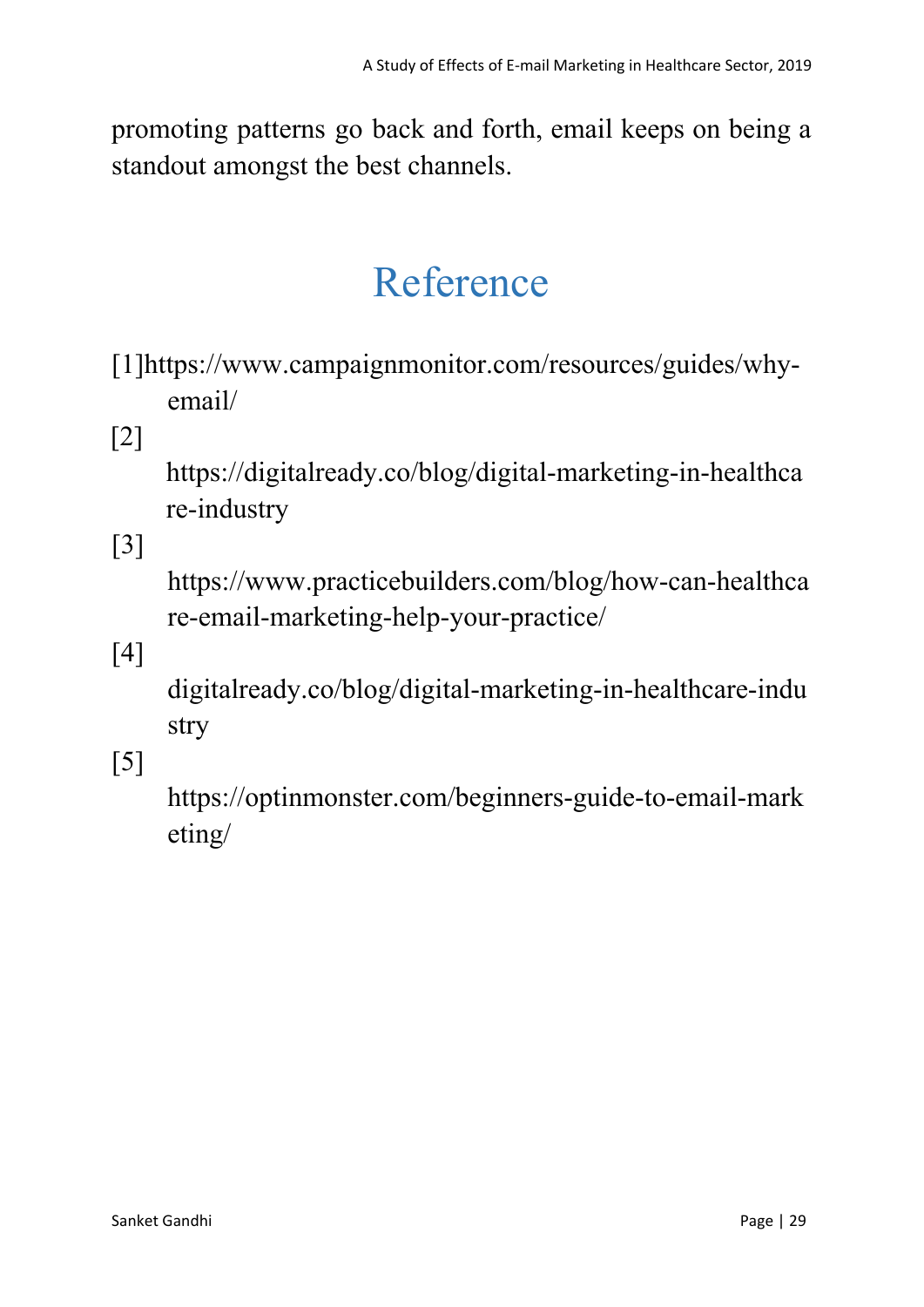promoting patterns go back and forth, email keeps on being a standout amongst the best channels.

# Reference

[1]https://www.campaignmonitor.com/resources/guides/why-email/

[2] https://digitalready.co/blog/digital-marketing-in-healthcare-industry

[3] https://www.practicebuilders.com/blog/how-can-healthcare-email-marketing-help-your-practice/

[4] digitalready.co/blog/digital-marketing-in-healthcare-industry

[5] https://optinmonster.com/beginners-guide-to-email-marketing/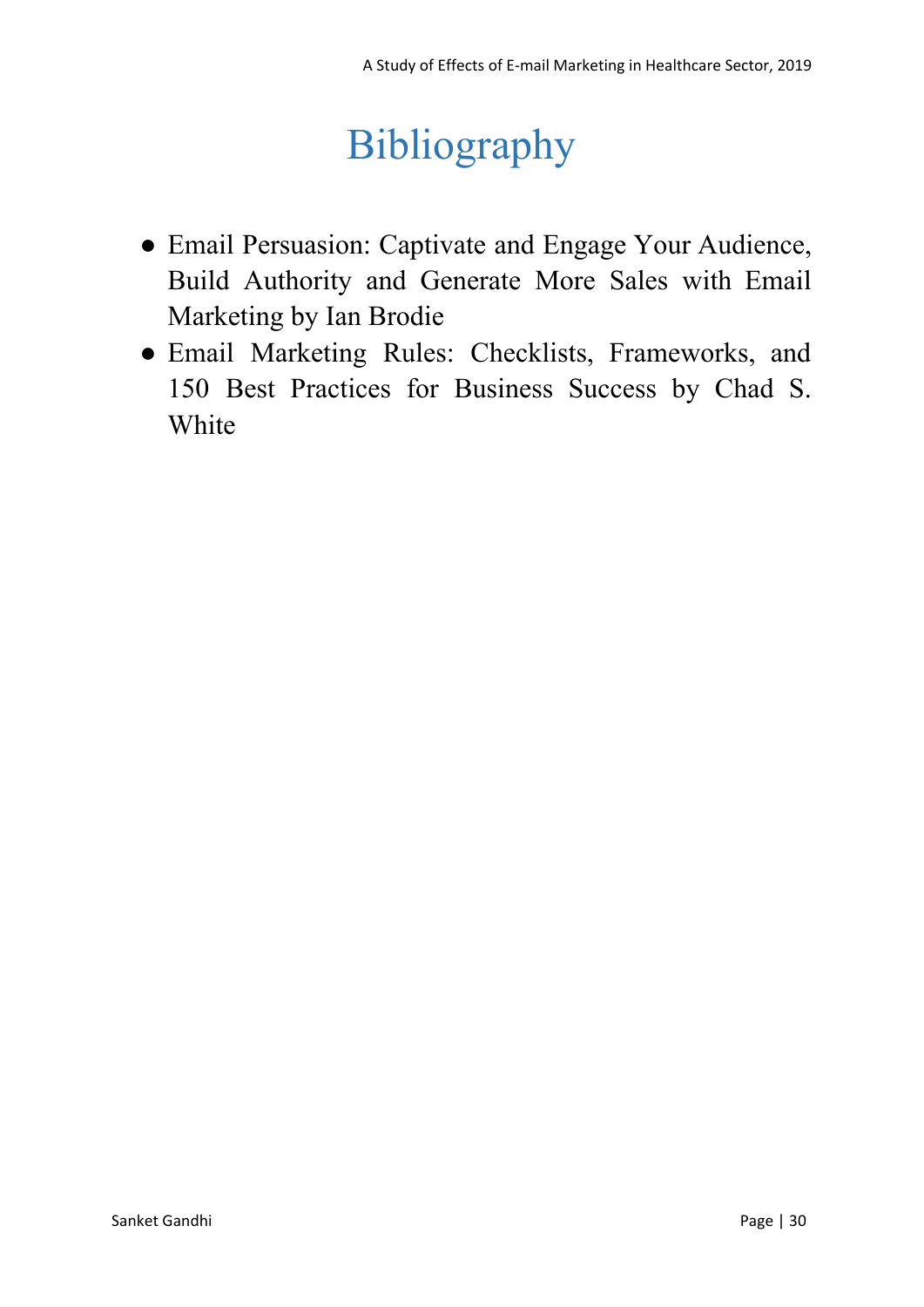# Bibliography

- Email Persuasion: Captivate and Engage Your Audience, Build Authority and Generate More Sales with Email Marketing by Ian Brodie
- Email Marketing Rules: Checklists, Frameworks, and 150 Best Practices for Business Success by Chad S. White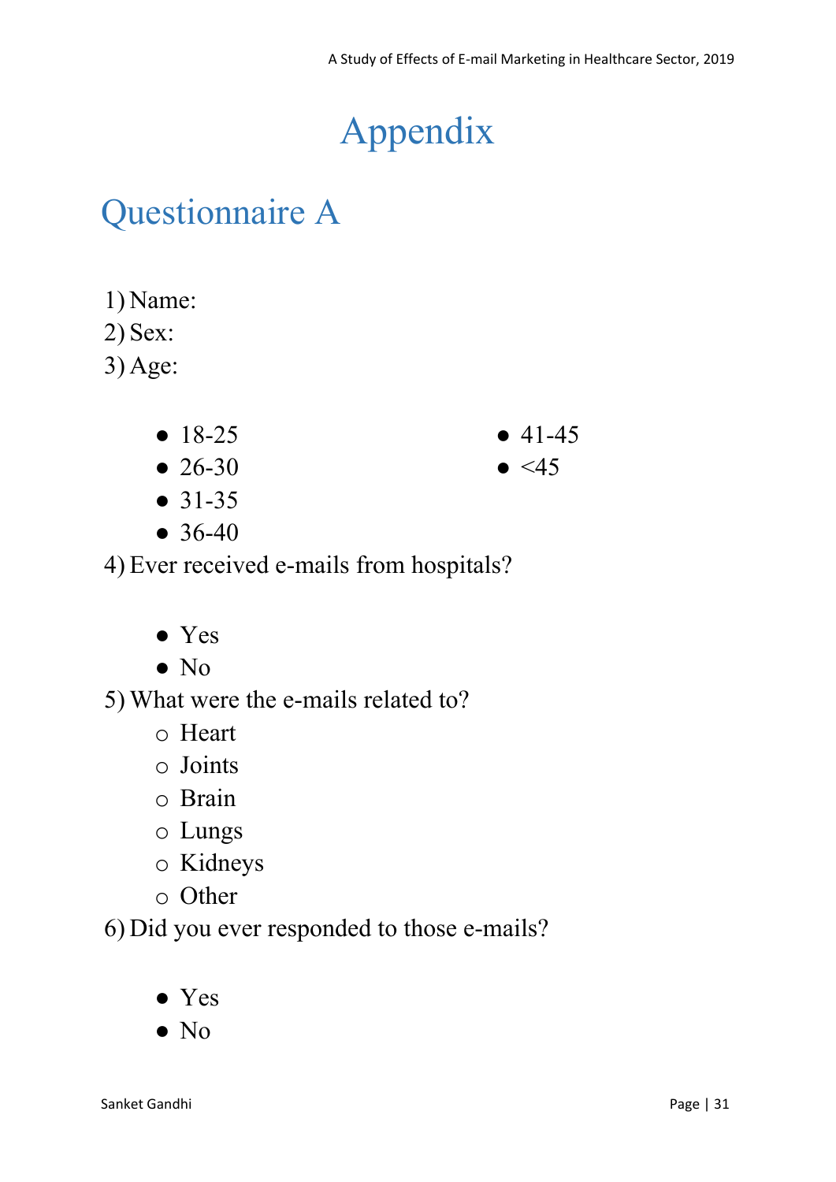# Appendix

## Questionnaire A

1) Name:
2) Sex:
3) Age:

- 18-25
- 26-30
- 31-35
- 36-40
- 41-45
- <45

4) Ever received e-mails from hospitals?

- Yes
- No

5) What were the e-mails related to?
   - Heart
   - Joints
   - Brain
   - Lungs
   - Kidneys
   - Other

6) Did you ever responded to those e-mails?

- Yes
- No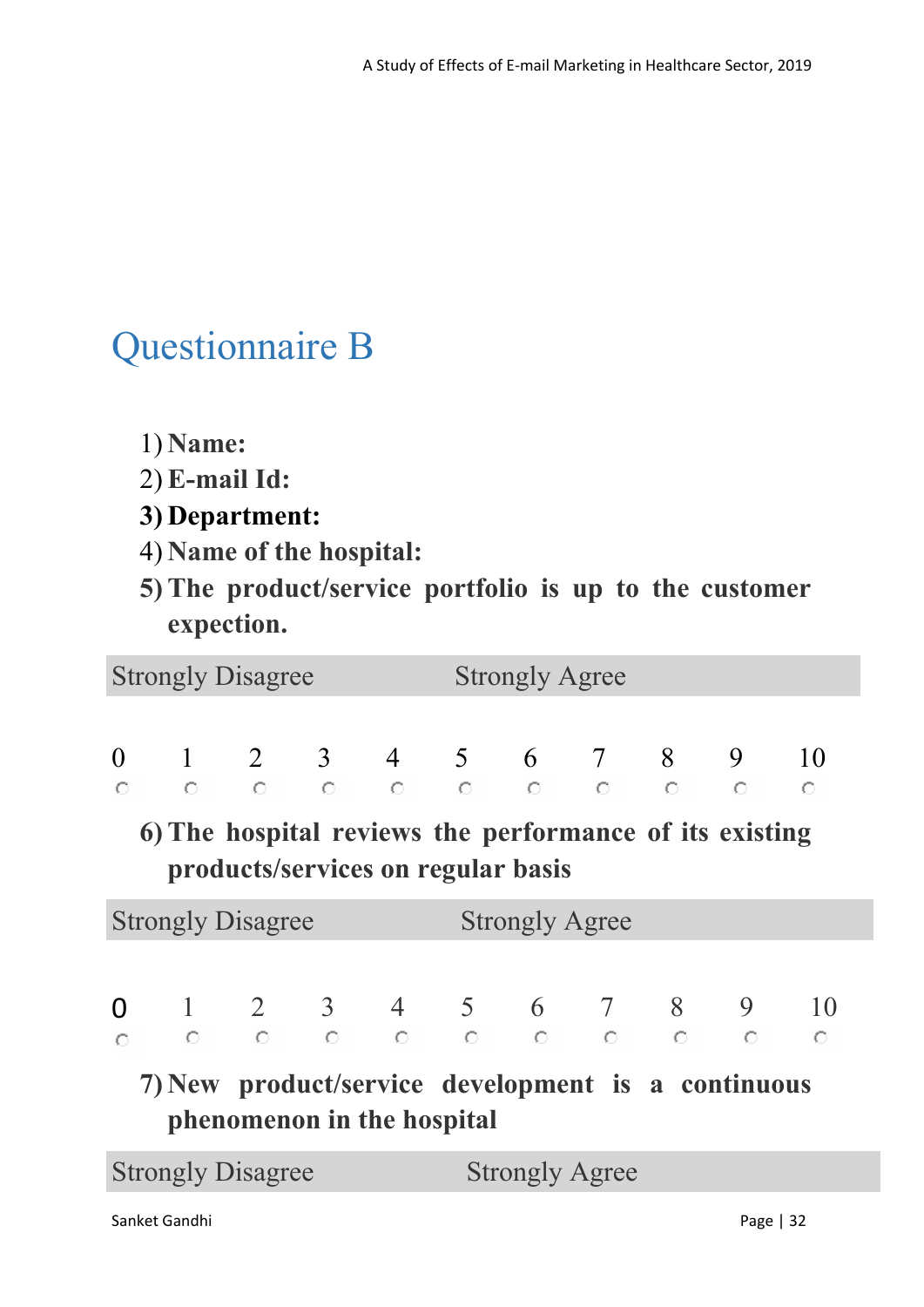# Questionnaire B

1) **Name:**
2) **E-mail Id:**
3) **Department:**
4) **Name of the hospital:**
5) **The product/service portfolio is up to the customer expection.**

| Strongly Disagree | Strongly Agree |
|---|---|

| 0 | 1 | 2 | 3 | 4 | 5 | 6 | 7 | 8 | 9 | 10 |
|---|---|---|---|---|---|---|---|---|---|---|
| ○ | ○ | ○ | ○ | ○ | ○ | ○ | ○ | ○ | ○ | ○ |

6) **The hospital reviews the performance of its existing products/services on regular basis**

| Strongly Disagree | Strongly Agree |
|---|---|

| 0 | 1 | 2 | 3 | 4 | 5 | 6 | 7 | 8 | 9 | 10 |
|---|---|---|---|---|---|---|---|---|---|---|
| ○ | ○ | ○ | ○ | ○ | ○ | ○ | ○ | ○ | ○ | ○ |

7) **New product/service development is a continuous phenomenon in the hospital**

| Strongly Disagree | Strongly Agree |
|---|---|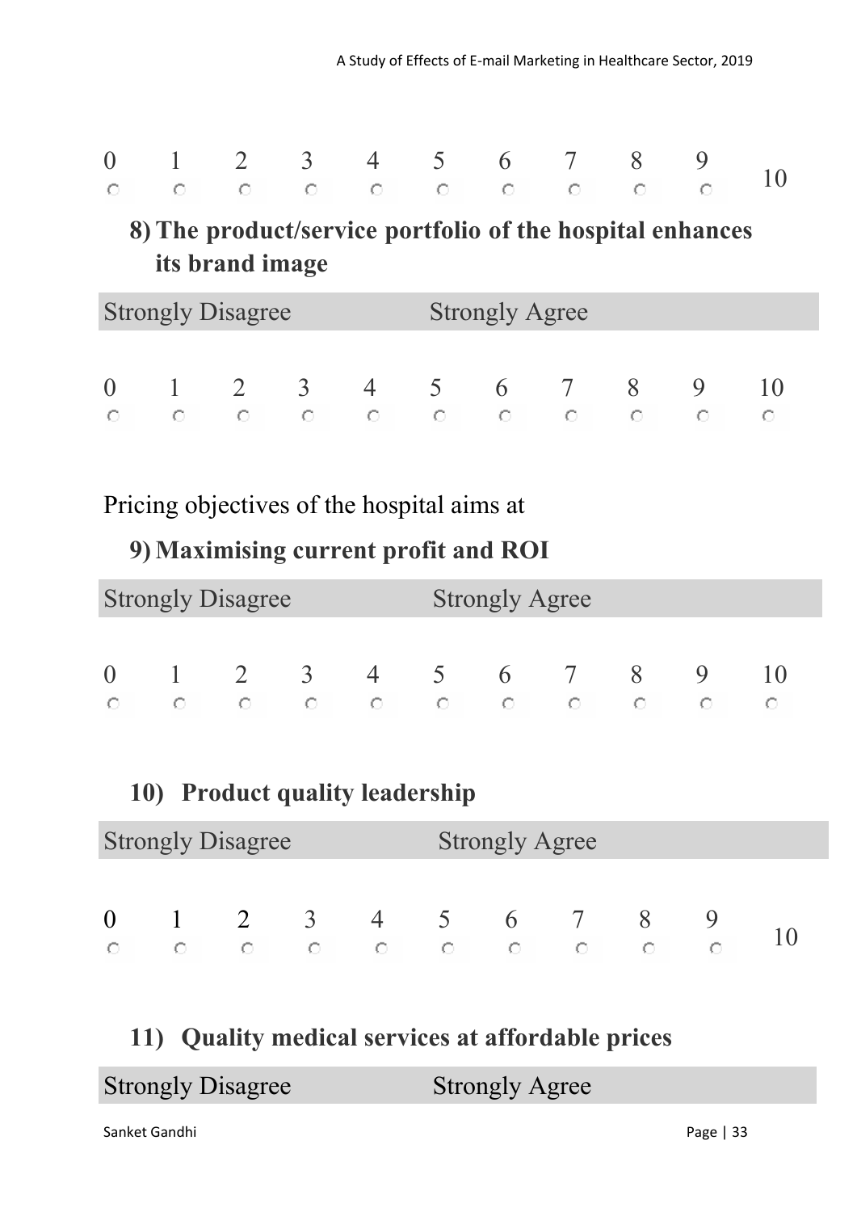| 0 | 1 | 2 | 3 | 4 | 5 | 6 | 7 | 8 | 9 | 10 |
|---|---|---|---|---|---|---|---|---|---|---|
| ○ | ○ | ○ | ○ | ○ | ○ | ○ | ○ | ○ | ○ | |

### 8) The product/service portfolio of the hospital enhances its brand image

| Strongly Disagree | Strongly Agree |
|---|---|

| 0 | 1 | 2 | 3 | 4 | 5 | 6 | 7 | 8 | 9 | 10 |
|---|---|---|---|---|---|---|---|---|---|---|
| ○ | ○ | ○ | ○ | ○ | ○ | ○ | ○ | ○ | ○ | ○ |

Pricing objectives of the hospital aims at

### 9) Maximising current profit and ROI

| Strongly Disagree | Strongly Agree |
|---|---|

| 0 | 1 | 2 | 3 | 4 | 5 | 6 | 7 | 8 | 9 | 10 |
|---|---|---|---|---|---|---|---|---|---|---|
| ○ | ○ | ○ | ○ | ○ | ○ | ○ | ○ | ○ | ○ | ○ |

### 10) Product quality leadership

| Strongly Disagree | Strongly Agree |
|---|---|

| 0 | 1 | 2 | 3 | 4 | 5 | 6 | 7 | 8 | 9 | 10 |
|---|---|---|---|---|---|---|---|---|---|---|
| ○ | ○ | ○ | ○ | ○ | ○ | ○ | ○ | ○ | ○ | |

### 11) Quality medical services at affordable prices

| Strongly Disagree | Strongly Agree |
|---|---|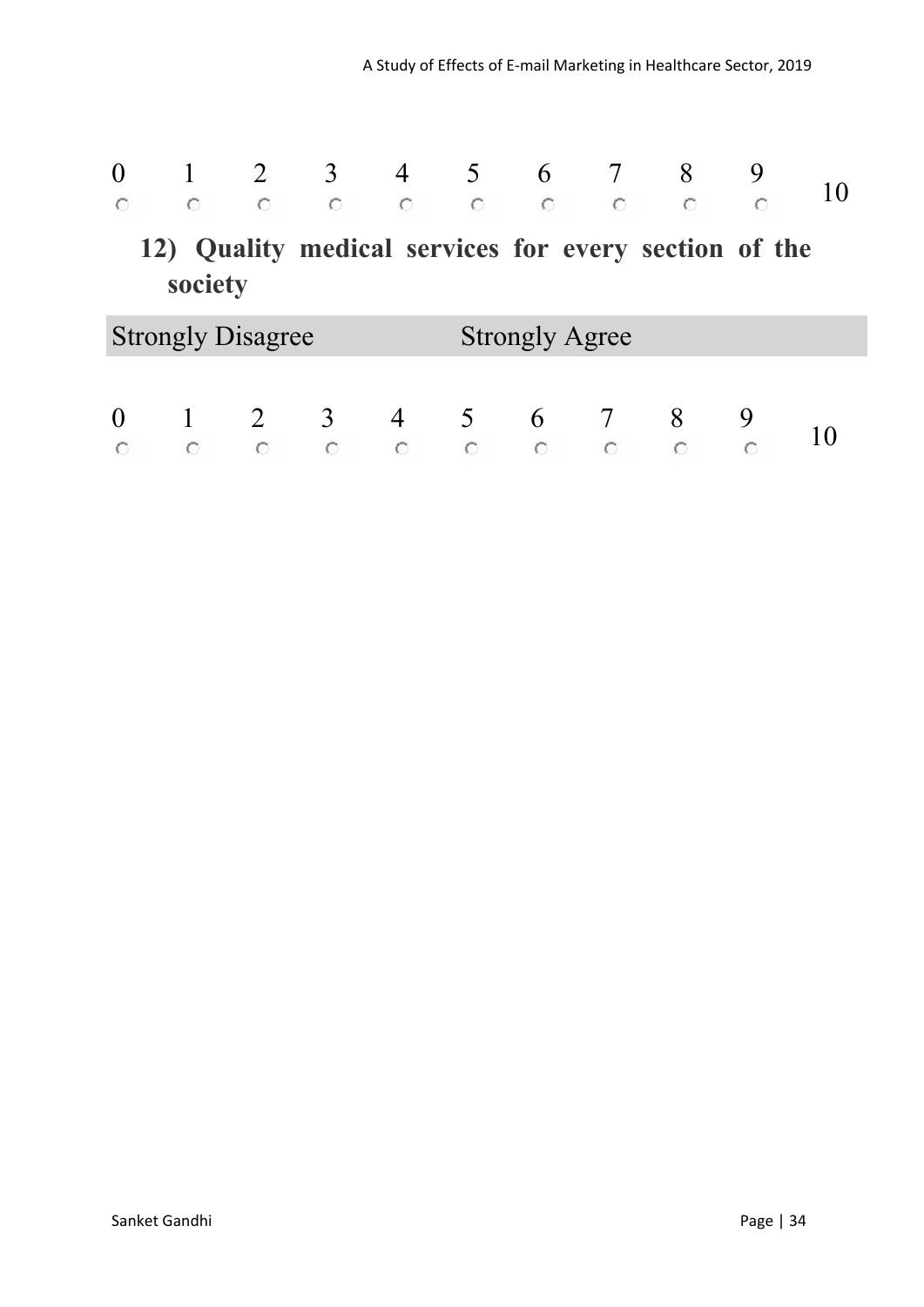| 0 | 1 | 2 | 3 | 4 | 5 | 6 | 7 | 8 | 9 | 10 |
|---|---|---|---|---|---|---|---|---|---|---|
| ○ | ○ | ○ | ○ | ○ | ○ | ○ | ○ | ○ | ○ | |

**12) Quality medical services for every section of the society**

| Strongly Disagree | Strongly Agree |
|---|---|

| 0 | 1 | 2 | 3 | 4 | 5 | 6 | 7 | 8 | 9 | 10 |
|---|---|---|---|---|---|---|---|---|---|---|
| ○ | ○ | ○ | ○ | ○ | ○ | ○ | ○ | ○ | ○ | |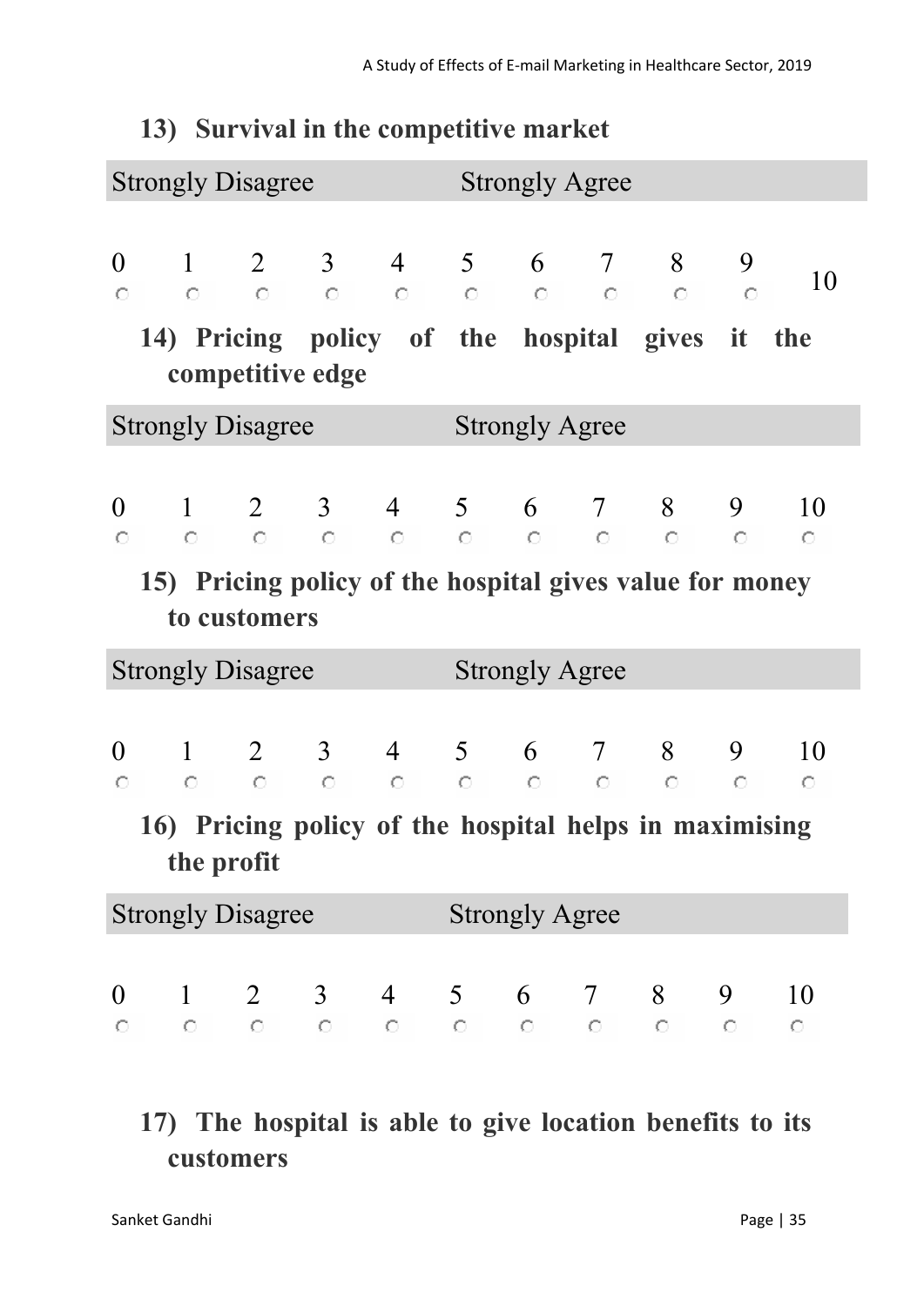**13) Survival in the competitive market**

| Strongly Disagree | | | | | Strongly Agree | | | | | |
|---|---|---|---|---|---|---|---|---|---|---|
| 0 | 1 | 2 | 3 | 4 | 5 | 6 | 7 | 8 | 9 | 10 |
| ○ | ○ | ○ | ○ | ○ | ○ | ○ | ○ | ○ | ○ | |

**14) Pricing policy of the hospital gives it the competitive edge**

| Strongly Disagree | | | | | Strongly Agree | | | | | |
|---|---|---|---|---|---|---|---|---|---|---|
| 0 | 1 | 2 | 3 | 4 | 5 | 6 | 7 | 8 | 9 | 10 |
| ○ | ○ | ○ | ○ | ○ | ○ | ○ | ○ | ○ | ○ | ○ |

**15) Pricing policy of the hospital gives value for money to customers**

| Strongly Disagree | | | | | Strongly Agree | | | | | |
|---|---|---|---|---|---|---|---|---|---|---|
| 0 | 1 | 2 | 3 | 4 | 5 | 6 | 7 | 8 | 9 | 10 |
| ○ | ○ | ○ | ○ | ○ | ○ | ○ | ○ | ○ | ○ | ○ |

**16) Pricing policy of the hospital helps in maximising the profit**

| Strongly Disagree | | | | | Strongly Agree | | | | | |
|---|---|---|---|---|---|---|---|---|---|---|
| 0 | 1 | 2 | 3 | 4 | 5 | 6 | 7 | 8 | 9 | 10 |
| ○ | ○ | ○ | ○ | ○ | ○ | ○ | ○ | ○ | ○ | ○ |

**17) The hospital is able to give location benefits to its customers**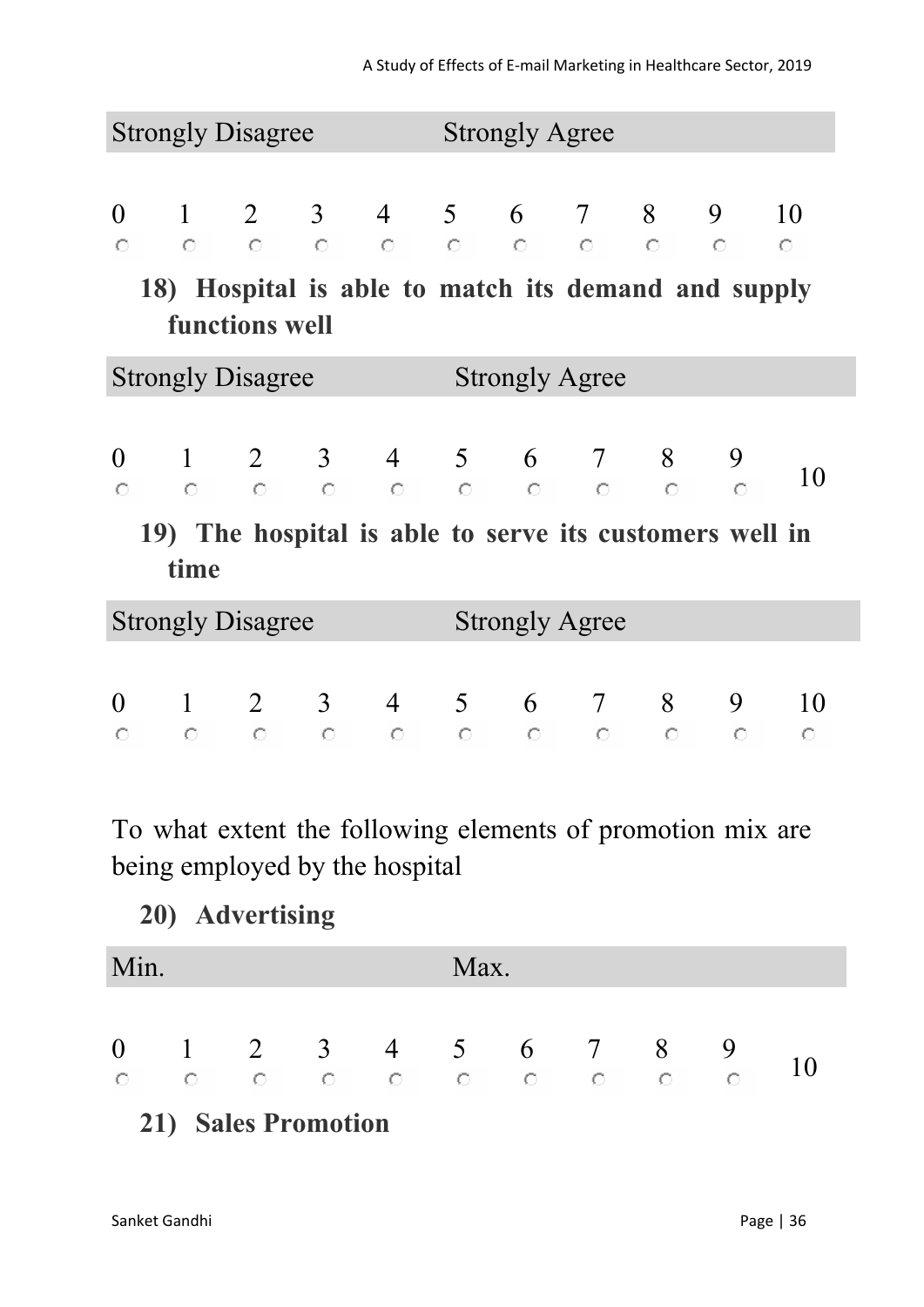| Strongly Disagree | | | | | Strongly Agree | | | | | |
|---|---|---|---|---|---|---|---|---|---|---|
| 0 | 1 | 2 | 3 | 4 | 5 | 6 | 7 | 8 | 9 | 10 |

**18) Hospital is able to match its demand and supply functions well**

| Strongly Disagree | | | | | Strongly Agree | | | | | |
|---|---|---|---|---|---|---|---|---|---|---|
| 0 | 1 | 2 | 3 | 4 | 5 | 6 | 7 | 8 | 9 | 10 |

**19) The hospital is able to serve its customers well in time**

| Strongly Disagree | | | | | Strongly Agree | | | | | |
|---|---|---|---|---|---|---|---|---|---|---|
| 0 | 1 | 2 | 3 | 4 | 5 | 6 | 7 | 8 | 9 | 10 |

To what extent the following elements of promotion mix are being employed by the hospital

**20) Advertising**

| Min. | | | | | Max. | | | | | |
|---|---|---|---|---|---|---|---|---|---|---|
| 0 | 1 | 2 | 3 | 4 | 5 | 6 | 7 | 8 | 9 | 10 |

**21) Sales Promotion**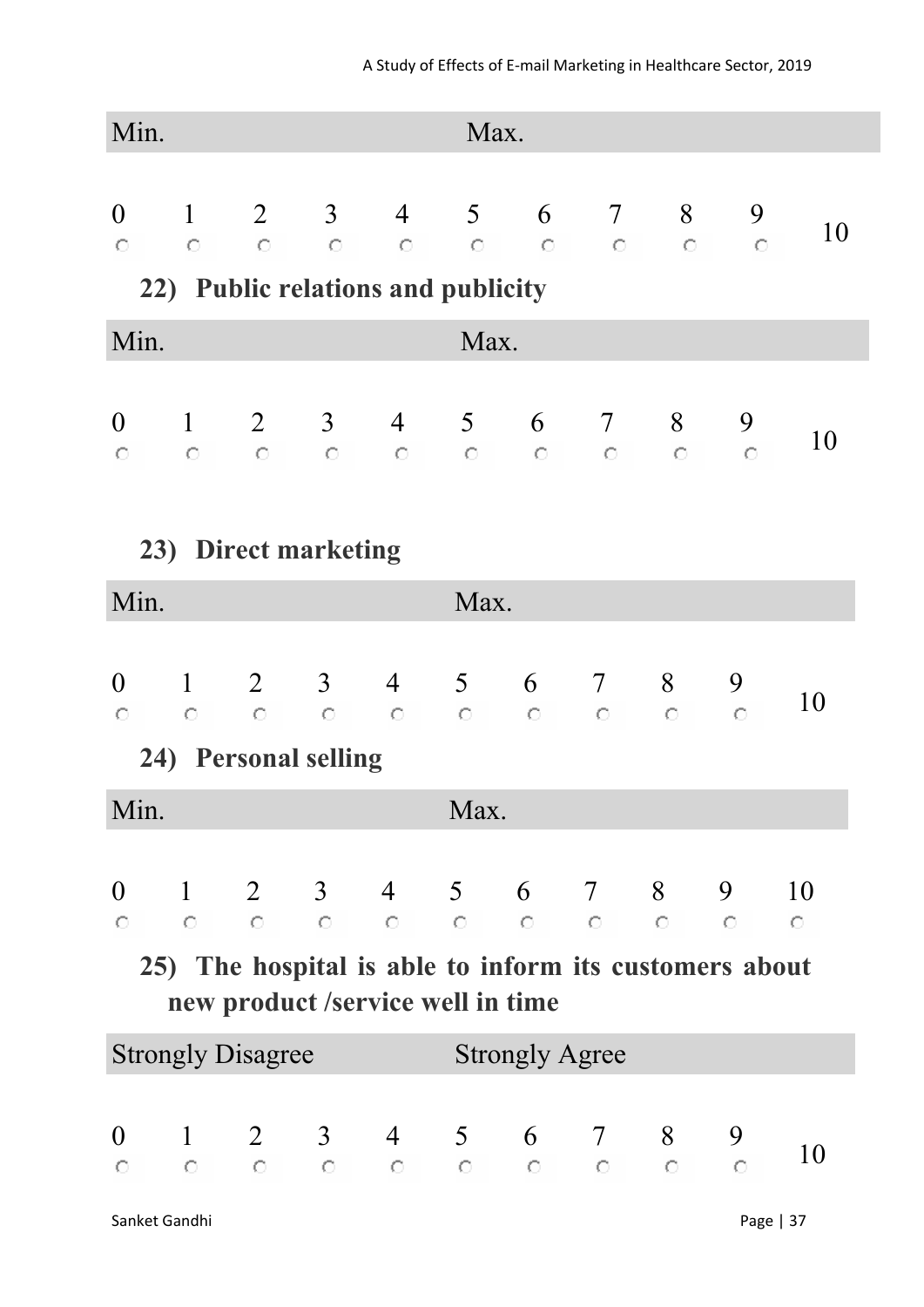| Min. | | | | | Max. | | | | | |
|---|---|---|---|---|---|---|---|---|---|---|
| 0 | 1 | 2 | 3 | 4 | 5 | 6 | 7 | 8 | 9 | 10 |
| ○ | ○ | ○ | ○ | ○ | ○ | ○ | ○ | ○ | ○ | |

**22) Public relations and publicity**

| Min. | | | | | Max. | | | | | |
|---|---|---|---|---|---|---|---|---|---|---|
| 0 | 1 | 2 | 3 | 4 | 5 | 6 | 7 | 8 | 9 | 10 |
| ○ | ○ | ○ | ○ | ○ | ○ | ○ | ○ | ○ | ○ | |

**23) Direct marketing**

| Min. | | | | | Max. | | | | | |
|---|---|---|---|---|---|---|---|---|---|---|
| 0 | 1 | 2 | 3 | 4 | 5 | 6 | 7 | 8 | 9 | 10 |
| ○ | ○ | ○ | ○ | ○ | ○ | ○ | ○ | ○ | ○ | |

**24) Personal selling**

| Min. | | | | | Max. | | | | | |
|---|---|---|---|---|---|---|---|---|---|---|
| 0 | 1 | 2 | 3 | 4 | 5 | 6 | 7 | 8 | 9 | 10 |
| ○ | ○ | ○ | ○ | ○ | ○ | ○ | ○ | ○ | ○ | ○ |

**25) The hospital is able to inform its customers about new product /service well in time**

| Strongly Disagree | | | | | Strongly Agree | | | | | |
|---|---|---|---|---|---|---|---|---|---|---|
| 0 | 1 | 2 | 3 | 4 | 5 | 6 | 7 | 8 | 9 | 10 |
| ○ | ○ | ○ | ○ | ○ | ○ | ○ | ○ | ○ | ○ | |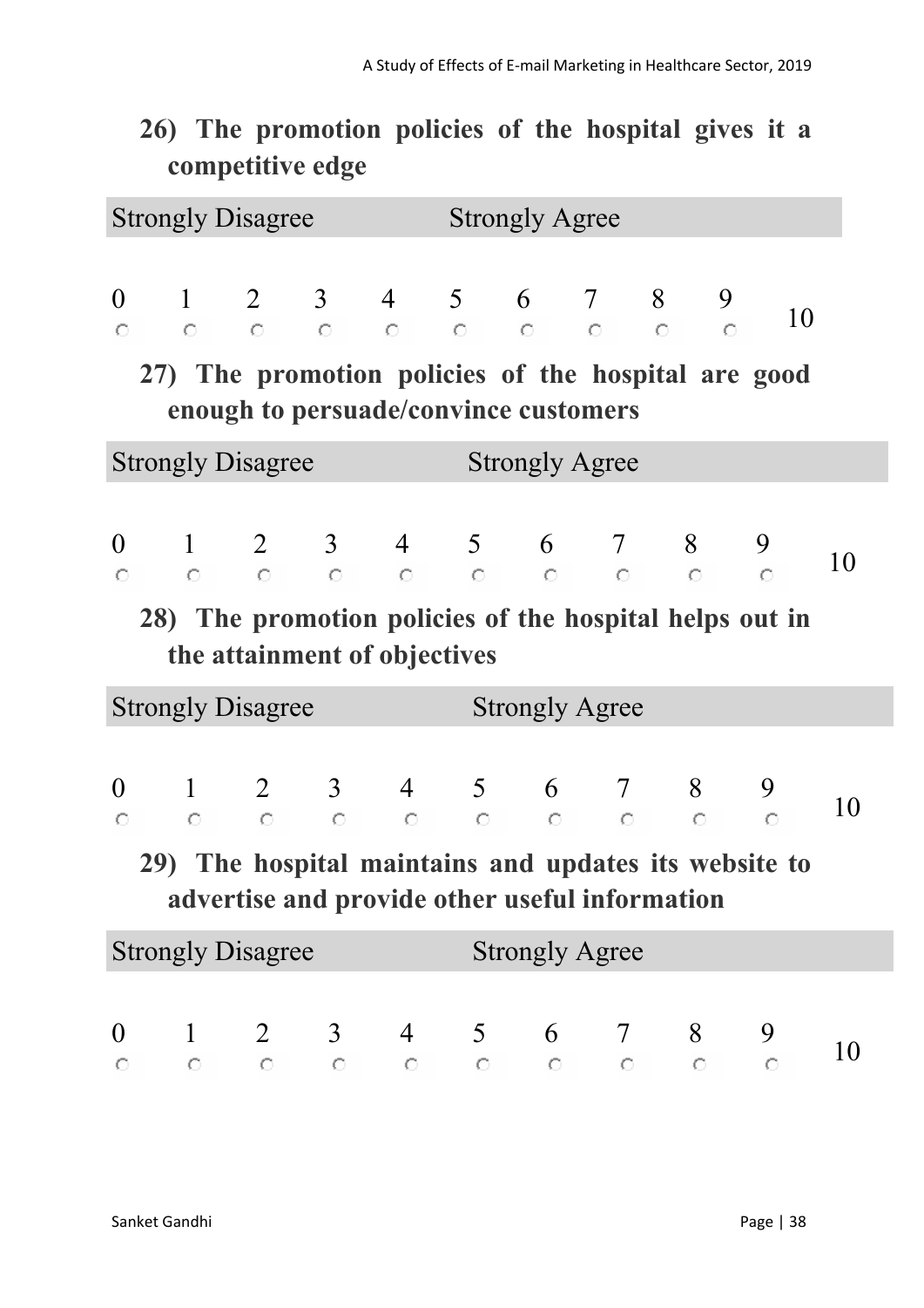**26) The promotion policies of the hospital gives it a competitive edge**

| Strongly Disagree | | | | | | Strongly Agree | | | | |
|---|---|---|---|---|---|---|---|---|---|---|
| 0 | 1 | 2 | 3 | 4 | 5 | 6 | 7 | 8 | 9 | 10 |
| ○ | ○ | ○ | ○ | ○ | ○ | ○ | ○ | ○ | ○ | |

**27) The promotion policies of the hospital are good enough to persuade/convince customers**

| Strongly Disagree | | | | | | Strongly Agree | | | | |
|---|---|---|---|---|---|---|---|---|---|---|
| 0 | 1 | 2 | 3 | 4 | 5 | 6 | 7 | 8 | 9 | 10 |
| ○ | ○ | ○ | ○ | ○ | ○ | ○ | ○ | ○ | ○ | |

**28) The promotion policies of the hospital helps out in the attainment of objectives**

| Strongly Disagree | | | | | | Strongly Agree | | | | |
|---|---|---|---|---|---|---|---|---|---|---|
| 0 | 1 | 2 | 3 | 4 | 5 | 6 | 7 | 8 | 9 | 10 |
| ○ | ○ | ○ | ○ | ○ | ○ | ○ | ○ | ○ | ○ | |

**29) The hospital maintains and updates its website to advertise and provide other useful information**

| Strongly Disagree | | | | | | Strongly Agree | | | | |
|---|---|---|---|---|---|---|---|---|---|---|
| 0 | 1 | 2 | 3 | 4 | 5 | 6 | 7 | 8 | 9 | 10 |
| ○ | ○ | ○ | ○ | ○ | ○ | ○ | ○ | ○ | ○ | |